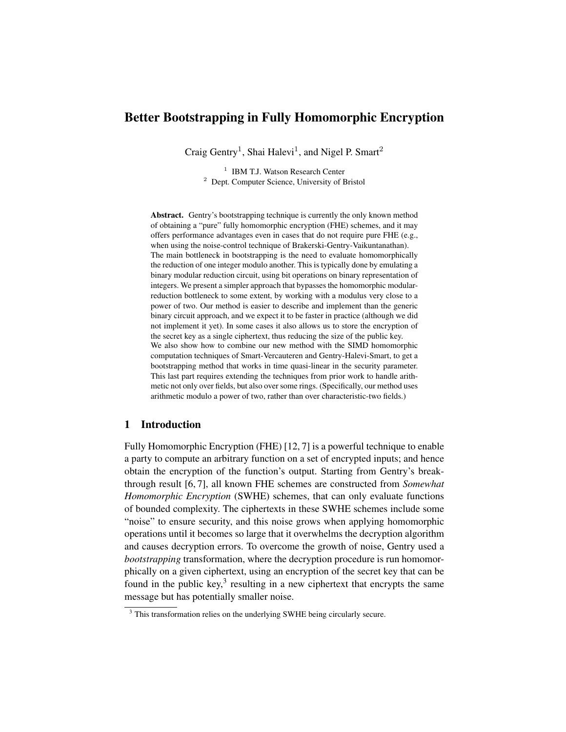# Better Bootstrapping in Fully Homomorphic Encryption

Craig Gentry[1], Shai Halevi[1], and Nigel P. Smart[2]

[1] IBM T.J. Watson Research Center
[2] Dept. Computer Science, University of Bristol

**Abstract.** Gentry's bootstrapping technique is currently the only known method of obtaining a "pure" fully homomorphic encryption (FHE) schemes, and it may offers performance advantages even in cases that do not require pure FHE (e.g., when using the noise-control technique of Brakerski-Gentry-Vaikuntanathan). The main bottleneck in bootstrapping is the need to evaluate homomorphically the reduction of one integer modulo another. This is typically done by emulating a binary modular reduction circuit, using bit operations on binary representation of integers. We present a simpler approach that bypasses the homomorphic modular-reduction bottleneck to some extent, by working with a modulus very close to a power of two. Our method is easier to describe and implement than the generic binary circuit approach, and we expect it to be faster in practice (although we did not implement it yet). In some cases it also allows us to store the encryption of the secret key as a single ciphertext, thus reducing the size of the public key.
We also show how to combine our new method with the SIMD homomorphic computation techniques of Smart-Vercauteren and Gentry-Halevi-Smart, to get a bootstrapping method that works in time quasi-linear in the security parameter. This last part requires extending the techniques from prior work to handle arithmetic not only over fields, but also over some rings. (Specifically, our method uses arithmetic modulo a power of two, rather than over characteristic-two fields.)

## 1 Introduction

Fully Homomorphic Encryption (FHE) [12, 7] is a powerful technique to enable a party to compute an arbitrary function on a set of encrypted inputs; and hence obtain the encryption of the function's output. Starting from Gentry's breakthrough result [6, 7], all known FHE schemes are constructed from *Somewhat Homomorphic Encryption* (SWHE) schemes, that can only evaluate functions of bounded complexity. The ciphertexts in these SWHE schemes include some "noise" to ensure security, and this noise grows when applying homomorphic operations until it becomes so large that it overwhelms the decryption algorithm and causes decryption errors. To overcome the growth of noise, Gentry used a *bootstrapping* transformation, where the decryption procedure is run homomorphically on a given ciphertext, using an encryption of the secret key that can be found in the public key,[3] resulting in a new ciphertext that encrypts the same message but has potentially smaller noise.

[3] This transformation relies on the underlying SWHE being circularly secure.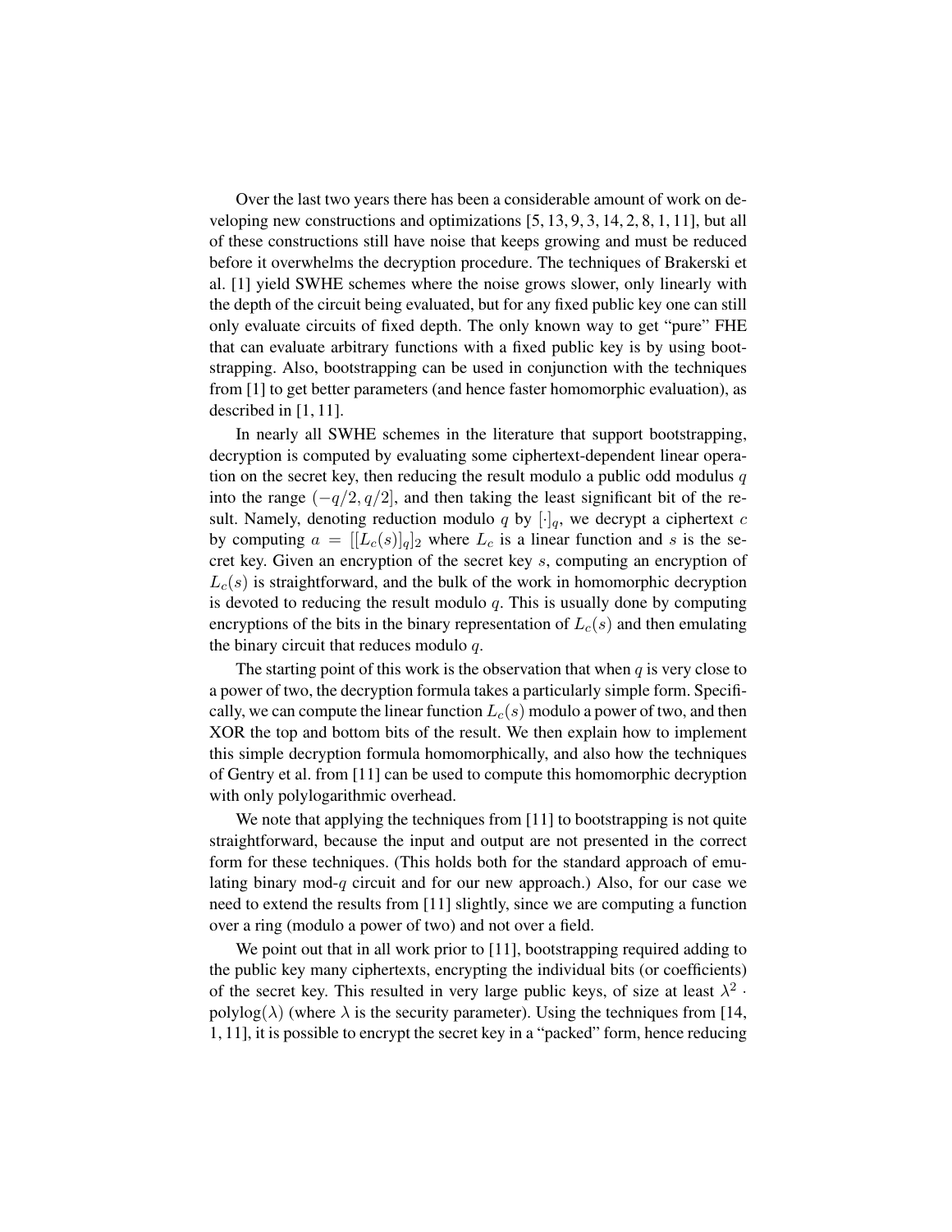Over the last two years there has been a considerable amount of work on developing new constructions and optimizations [5, 13, 9, 3, 14, 2, 8, 1, 11], but all of these constructions still have noise that keeps growing and must be reduced before it overwhelms the decryption procedure. The techniques of Brakerski et al. [1] yield SWHE schemes where the noise grows slower, only linearly with the depth of the circuit being evaluated, but for any fixed public key one can still only evaluate circuits of fixed depth. The only known way to get "pure" FHE that can evaluate arbitrary functions with a fixed public key is by using bootstrapping. Also, bootstrapping can be used in conjunction with the techniques from [1] to get better parameters (and hence faster homomorphic evaluation), as described in [1, 11].

In nearly all SWHE schemes in the literature that support bootstrapping, decryption is computed by evaluating some ciphertext-dependent linear operation on the secret key, then reducing the result modulo a public odd modulus $q$ into the range $(-q/2, q/2]$, and then taking the least significant bit of the result. Namely, denoting reduction modulo $q$ by $[\cdot]_q$, we decrypt a ciphertext $c$ by computing $a = [[L_c(s)]_q]_2$ where $L_c$ is a linear function and $s$ is the secret key. Given an encryption of the secret key $s$, computing an encryption of $L_c(s)$ is straightforward, and the bulk of the work in homomorphic decryption is devoted to reducing the result modulo $q$. This is usually done by computing encryptions of the bits in the binary representation of $L_c(s)$ and then emulating the binary circuit that reduces modulo $q$.

The starting point of this work is the observation that when $q$ is very close to a power of two, the decryption formula takes a particularly simple form. Specifically, we can compute the linear function $L_c(s)$ modulo a power of two, and then XOR the top and bottom bits of the result. We then explain how to implement this simple decryption formula homomorphically, and also how the techniques of Gentry et al. from [11] can be used to compute this homomorphic decryption with only polylogarithmic overhead.

We note that applying the techniques from [11] to bootstrapping is not quite straightforward, because the input and output are not presented in the correct form for these techniques. (This holds both for the standard approach of emulating binary mod-$q$ circuit and for our new approach.) Also, for our case we need to extend the results from [11] slightly, since we are computing a function over a ring (modulo a power of two) and not over a field.

We point out that in all work prior to [11], bootstrapping required adding to the public key many ciphertexts, encrypting the individual bits (or coefficients) of the secret key. This resulted in very large public keys, of size at least $\lambda^2 \cdot \text{polylog}(\lambda)$ (where $\lambda$ is the security parameter). Using the techniques from [14, 1, 11], it is possible to encrypt the secret key in a "packed" form, hence reducing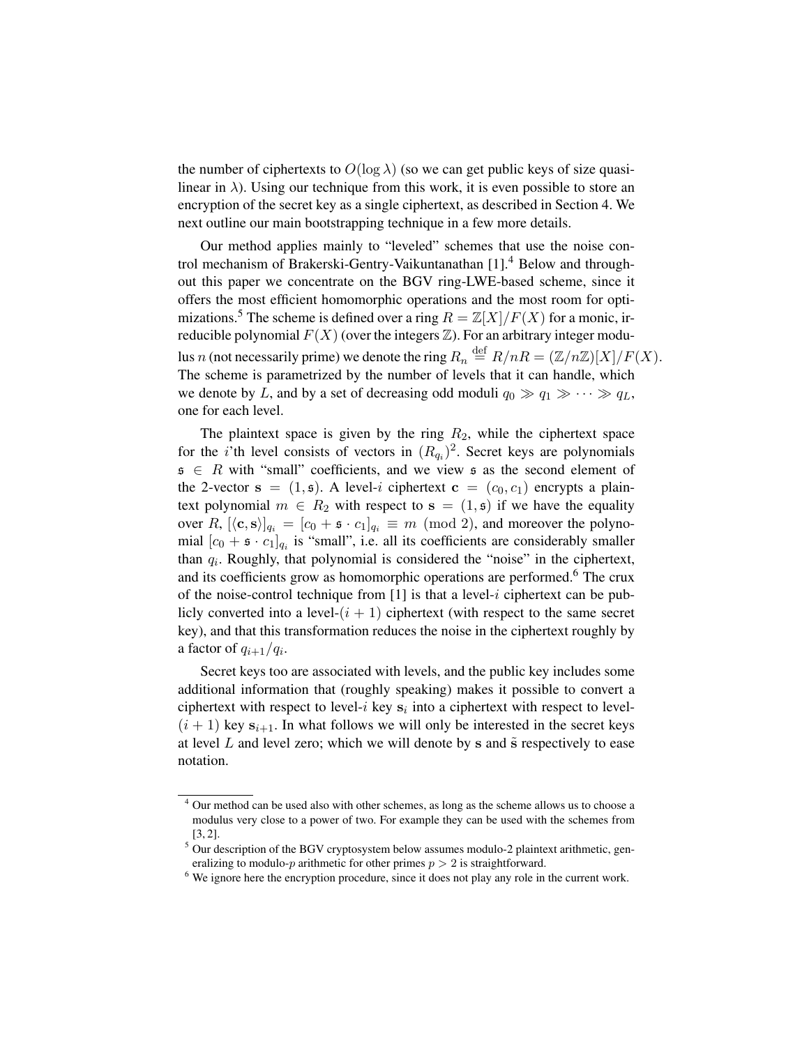the number of ciphertexts to $O(\log \lambda)$ (so we can get public keys of size quasi-linear in $\lambda$). Using our technique from this work, it is even possible to store an encryption of the secret key as a single ciphertext, as described in Section 4. We next outline our main bootstrapping technique in a few more details.

Our method applies mainly to "leveled" schemes that use the noise control mechanism of Brakerski-Gentry-Vaikuntanathan [1].[4] Below and throughout this paper we concentrate on the BGV ring-LWE-based scheme, since it offers the most efficient homomorphic operations and the most room for optimizations.[5] The scheme is defined over a ring $R = \mathbb{Z}[X]/F(X)$ for a monic, irreducible polynomial $F(X)$ (over the integers $\mathbb{Z}$). For an arbitrary integer modulus $n$ (not necessarily prime) we denote the ring $R_n \stackrel{\text{def}}{=} R/nR = (\mathbb{Z}/n\mathbb{Z})[X]/F(X)$. The scheme is parametrized by the number of levels that it can handle, which we denote by $L$, and by a set of decreasing odd moduli $q_0 \gg q_1 \gg \cdots \gg q_L$, one for each level.

The plaintext space is given by the ring $R_2$, while the ciphertext space for the $i$'th level consists of vectors in $(R_{q_i})^2$. Secret keys are polynomials $\mathfrak{s} \in R$ with "small" coefficients, and we view $\mathfrak{s}$ as the second element of the 2-vector $\mathbf{s} = (1, \mathfrak{s})$. A level-$i$ ciphertext $\mathbf{c} = (c_0, c_1)$ encrypts a plaintext polynomial $m \in R_2$ with respect to $\mathbf{s} = (1, \mathfrak{s})$ if we have the equality over $R$, $[\langle \mathbf{c}, \mathbf{s} \rangle]_{q_i} = [c_0 + \mathfrak{s} \cdot c_1]_{q_i} \equiv m \pmod 2$, and moreover the polynomial $[c_0 + \mathfrak{s} \cdot c_1]_{q_i}$ is "small", i.e. all its coefficients are considerably smaller than $q_i$. Roughly, that polynomial is considered the "noise" in the ciphertext, and its coefficients grow as homomorphic operations are performed.[6] The crux of the noise-control technique from [1] is that a level-$i$ ciphertext can be publicly converted into a level-$(i+1)$ ciphertext (with respect to the same secret key), and that this transformation reduces the noise in the ciphertext roughly by a factor of $q_{i+1}/q_i$.

Secret keys too are associated with levels, and the public key includes some additional information that (roughly speaking) makes it possible to convert a ciphertext with respect to level-$i$ key $\mathbf{s}_i$ into a ciphertext with respect to level-$(i+1)$ key $\mathbf{s}_{i+1}$. In what follows we will only be interested in the secret keys at level $L$ and level zero; which we will denote by $\mathbf{s}$ and $\tilde{\mathbf{s}}$ respectively to ease notation.

---

[4] Our method can be used also with other schemes, as long as the scheme allows us to choose a modulus very close to a power of two. For example they can be used with the schemes from [3, 2].

[5] Our description of the BGV cryptosystem below assumes modulo-2 plaintext arithmetic, generalizing to modulo-$p$ arithmetic for other primes $p > 2$ is straightforward.

[6] We ignore here the encryption procedure, since it does not play any role in the current work.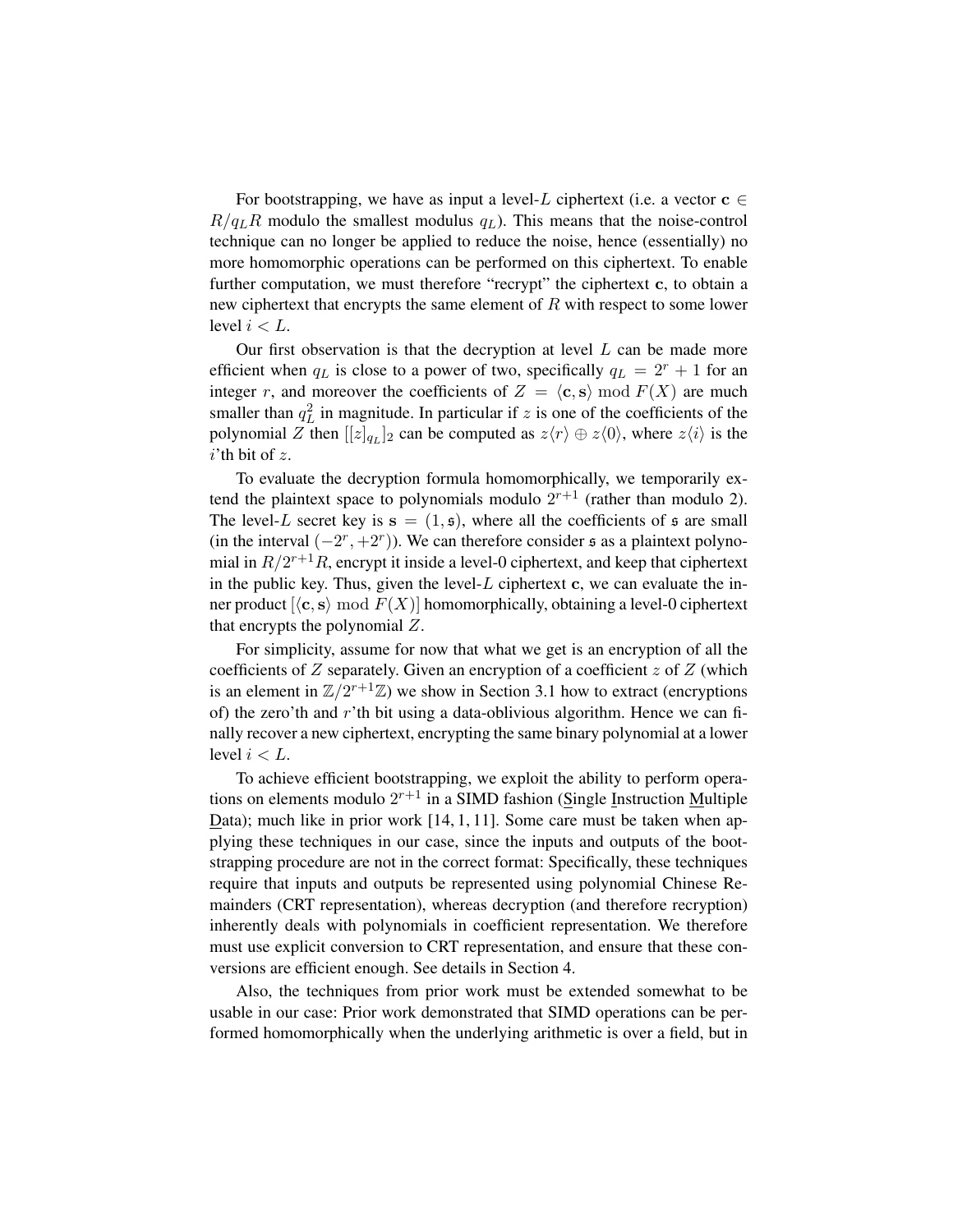For bootstrapping, we have as input a level-$L$ ciphertext (i.e. a vector $\mathbf{c} \in R/q_L R$ modulo the smallest modulus $q_L$). This means that the noise-control technique can no longer be applied to reduce the noise, hence (essentially) no more homomorphic operations can be performed on this ciphertext. To enable further computation, we must therefore "recrypt" the ciphertext $\mathbf{c}$, to obtain a new ciphertext that encrypts the same element of $R$ with respect to some lower level $i < L$.

Our first observation is that the decryption at level $L$ can be made more efficient when $q_L$ is close to a power of two, specifically $q_L = 2^r + 1$ for an integer $r$, and moreover the coefficients of $Z = \langle \mathbf{c}, \mathbf{s} \rangle \bmod F(X)$ are much smaller than $q_L^2$ in magnitude. In particular if $z$ is one of the coefficients of the polynomial $Z$ then $[[z]_{q_L}]_2$ can be computed as $z\langle r \rangle \oplus z\langle 0 \rangle$, where $z\langle i \rangle$ is the $i$'th bit of $z$.

To evaluate the decryption formula homomorphically, we temporarily extend the plaintext space to polynomials modulo $2^{r+1}$ (rather than modulo 2). The level-$L$ secret key is $\mathbf{s} = (1, \mathfrak{s})$, where all the coefficients of $\mathfrak{s}$ are small (in the interval $(-2^r, +2^r)$). We can therefore consider $\mathfrak{s}$ as a plaintext polynomial in $R/2^{r+1}R$, encrypt it inside a level-0 ciphertext, and keep that ciphertext in the public key. Thus, given the level-$L$ ciphertext $\mathbf{c}$, we can evaluate the inner product $[\langle \mathbf{c}, \mathbf{s} \rangle \bmod F(X)]$ homomorphically, obtaining a level-0 ciphertext that encrypts the polynomial $Z$.

For simplicity, assume for now that what we get is an encryption of all the coefficients of $Z$ separately. Given an encryption of a coefficient $z$ of $Z$ (which is an element in $\mathbb{Z}/2^{r+1}\mathbb{Z}$) we show in Section 3.1 how to extract (encryptions of) the zero'th and $r$'th bit using a data-oblivious algorithm. Hence we can finally recover a new ciphertext, encrypting the same binary polynomial at a lower level $i < L$.

To achieve efficient bootstrapping, we exploit the ability to perform operations on elements modulo $2^{r+1}$ in a SIMD fashion (Single Instruction Multiple Data); much like in prior work [14, 1, 11]. Some care must be taken when applying these techniques in our case, since the inputs and outputs of the bootstrapping procedure are not in the correct format: Specifically, these techniques require that inputs and outputs be represented using polynomial Chinese Remainders (CRT representation), whereas decryption (and therefore recryption) inherently deals with polynomials in coefficient representation. We therefore must use explicit conversion to CRT representation, and ensure that these conversions are efficient enough. See details in Section 4.

Also, the techniques from prior work must be extended somewhat to be usable in our case: Prior work demonstrated that SIMD operations can be performed homomorphically when the underlying arithmetic is over a field, but in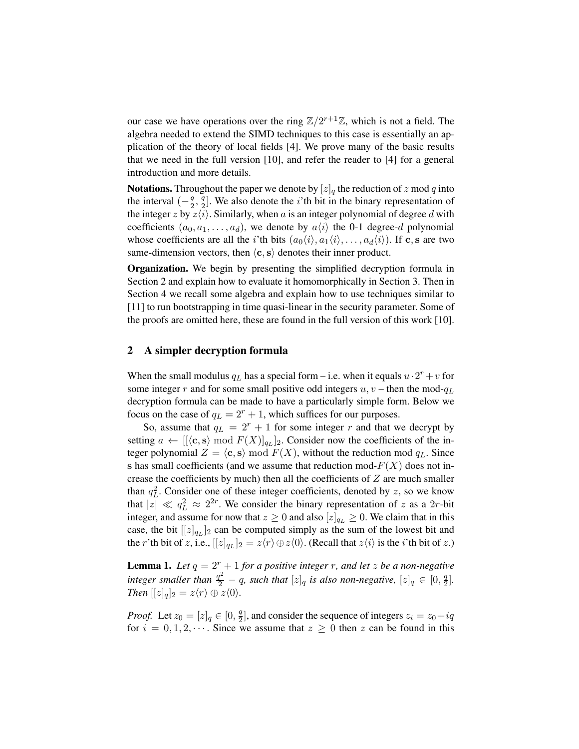our case we have operations over the ring $\mathbb{Z}/2^{r+1}\mathbb{Z}$, which is not a field. The algebra needed to extend the SIMD techniques to this case is essentially an application of the theory of local fields [4]. We prove many of the basic results that we need in the full version [10], and refer the reader to [4] for a general introduction and more details.

**Notations.** Throughout the paper we denote by $[z]_q$ the reduction of $z$ mod $q$ into the interval $(-\frac{q}{2}, \frac{q}{2}]$. We also denote the $i$'th bit in the binary representation of the integer $z$ by $z\langle i\rangle$. Similarly, when $a$ is an integer polynomial of degree $d$ with coefficients $(a_0, a_1, \ldots, a_d)$, we denote by $a\langle i\rangle$ the 0-1 degree-$d$ polynomial whose coefficients are all the $i$'th bits $(a_0\langle i\rangle, a_1\langle i\rangle, \ldots, a_d\langle i\rangle)$. If $\mathbf{c}, \mathbf{s}$ are two same-dimension vectors, then $\langle \mathbf{c}, \mathbf{s}\rangle$ denotes their inner product.

**Organization.** We begin by presenting the simplified decryption formula in Section 2 and explain how to evaluate it homomorphically in Section 3. Then in Section 4 we recall some algebra and explain how to use techniques similar to [11] to run bootstrapping in time quasi-linear in the security parameter. Some of the proofs are omitted here, these are found in the full version of this work [10].

## 2 A simpler decryption formula

When the small modulus $q_L$ has a special form – i.e. when it equals $u \cdot 2^r + v$ for some integer $r$ and for some small positive odd integers $u, v$ – then the mod-$q_L$ decryption formula can be made to have a particularly simple form. Below we focus on the case of $q_L = 2^r + 1$, which suffices for our purposes.

So, assume that $q_L = 2^r + 1$ for some integer $r$ and that we decrypt by setting $a \leftarrow [[\langle \mathbf{c}, \mathbf{s}\rangle \bmod F(X)]_{q_L}]_2$. Consider now the coefficients of the integer polynomial $Z = \langle \mathbf{c}, \mathbf{s}\rangle \bmod F(X)$, without the reduction mod $q_L$. Since $\mathbf{s}$ has small coefficients (and we assume that reduction mod-$F(X)$ does not increase the coefficients by much) then all the coefficients of $Z$ are much smaller than $q_L^2$. Consider one of these integer coefficients, denoted by $z$, so we know that $|z| \ll q_L^2 \approx 2^{2r}$. We consider the binary representation of $z$ as a $2r$-bit integer, and assume for now that $z \geq 0$ and also $[z]_{q_L} \geq 0$. We claim that in this case, the bit $[[z]_{q_L}]_2$ can be computed simply as the sum of the lowest bit and the $r$'th bit of $z$, i.e., $[[z]_{q_L}]_2 = z\langle r\rangle \oplus z\langle 0\rangle$. (Recall that $z\langle i\rangle$ is the $i$'th bit of $z$.)

**Lemma 1.** *Let $q = 2^r + 1$ for a positive integer $r$, and let $z$ be a non-negative integer smaller than $\frac{q^2}{2} - q$, such that $[z]_q$ is also non-negative, $[z]_q \in [0, \frac{q}{2}]$. Then $[[z]_q]_2 = z\langle r\rangle \oplus z\langle 0\rangle$.*

*Proof.* Let $z_0 = [z]_q \in [0, \frac{q}{2}]$, and consider the sequence of integers $z_i = z_0 + iq$ for $i = 0, 1, 2, \cdots$. Since we assume that $z \geq 0$ then $z$ can be found in this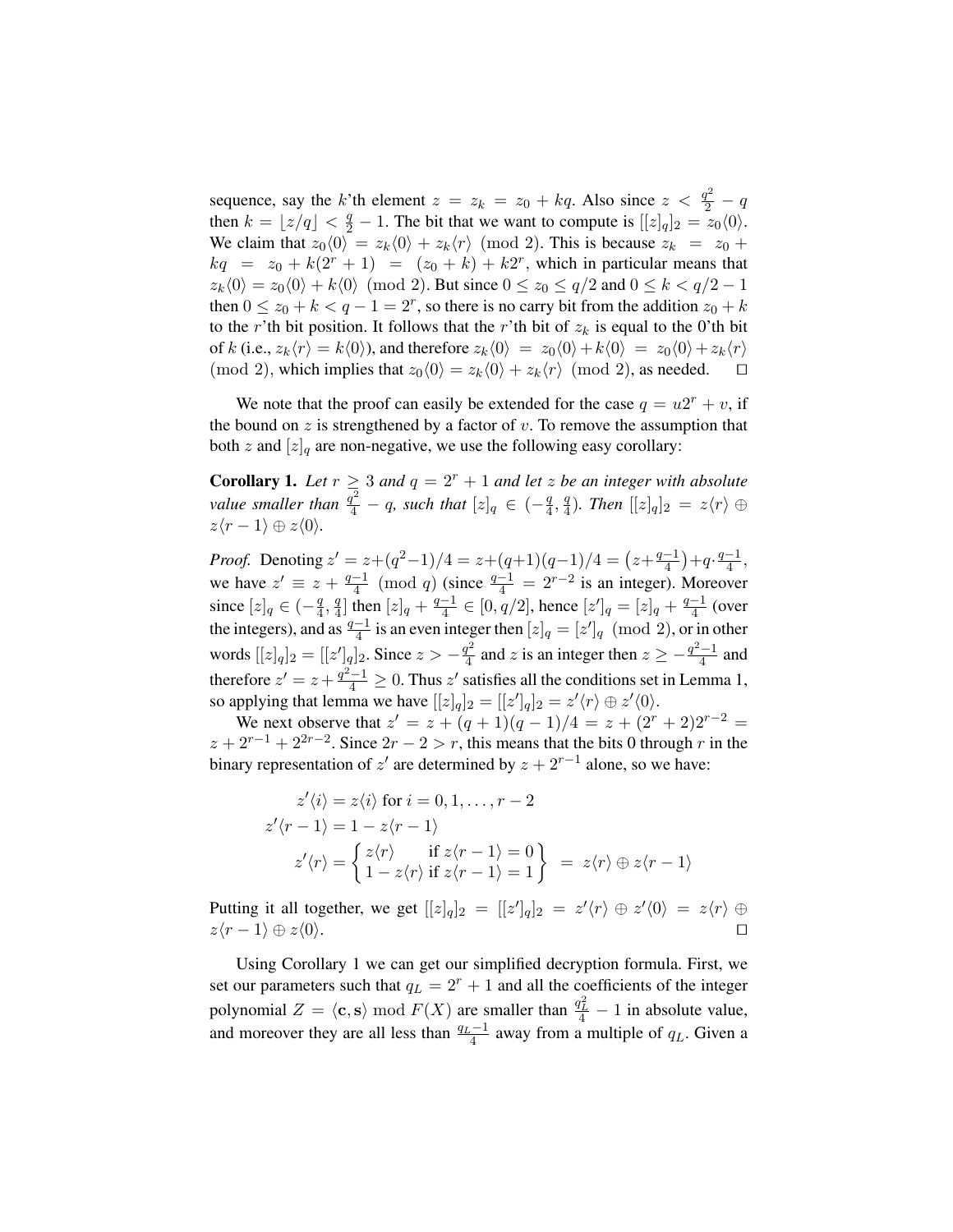sequence, say the $k$'th element $z = z_k = z_0 + kq$. Also since $z < \frac{q^2}{2} - q$ then $k = \lfloor z/q \rfloor < \frac{q}{2} - 1$. The bit that we want to compute is $[[z]_q]_2 = z_0\langle 0\rangle$. We claim that $z_0\langle 0\rangle = z_k\langle 0\rangle + z_k\langle r\rangle \pmod 2$. This is because $z_k = z_0 + kq = z_0 + k(2^r + 1) = (z_0 + k) + k2^r$, which in particular means that $z_k\langle 0\rangle = z_0\langle 0\rangle + k\langle 0\rangle \pmod 2$. But since $0 \le z_0 \le q/2$ and $0 \le k < q/2 - 1$ then $0 \le z_0 + k < q - 1 = 2^r$, so there is no carry bit from the addition $z_0 + k$ to the $r$'th bit position. It follows that the $r$'th bit of $z_k$ is equal to the 0'th bit of $k$ (i.e., $z_k\langle r\rangle = k\langle 0\rangle$), and therefore $z_k\langle 0\rangle = z_0\langle 0\rangle + k\langle 0\rangle = z_0\langle 0\rangle + z_k\langle r\rangle \pmod 2$, which implies that $z_0\langle 0\rangle = z_k\langle 0\rangle + z_k\langle r\rangle \pmod 2$, as needed. $\square$

We note that the proof can easily be extended for the case $q = u2^r + v$, if the bound on $z$ is strengthened by a factor of $v$. To remove the assumption that both $z$ and $[z]_q$ are non-negative, we use the following easy corollary:

**Corollary 1.** *Let $r \ge 3$ and $q = 2^r + 1$ and let $z$ be an integer with absolute value smaller than $\frac{q^2}{4} - q$, such that $[z]_q \in (-\frac{q}{4}, \frac{q}{4})$. Then $[[z]_q]_2 = z\langle r\rangle \oplus z\langle r-1\rangle \oplus z\langle 0\rangle$.*

*Proof.* Denoting $z' = z + (q^2 - 1)/4 = z + (q+1)(q-1)/4 = \big(z + \frac{q-1}{4}\big) + q \cdot \frac{q-1}{4}$, we have $z' \equiv z + \frac{q-1}{4} \pmod q$ (since $\frac{q-1}{4} = 2^{r-2}$ is an integer). Moreover since $[z]_q \in (-\frac{q}{4}, \frac{q}{4}]$ then $[z]_q + \frac{q-1}{4} \in [0, q/2]$, hence $[z']_q = [z]_q + \frac{q-1}{4}$ (over the integers), and as $\frac{q-1}{4}$ is an even integer then $[z]_q = [z']_q \pmod 2$, or in other words $[[z]_q]_2 = [[z']_q]_2$. Since $z > -\frac{q^2}{4}$ and $z$ is an integer then $z \ge -\frac{q^2-1}{4}$ and therefore $z' = z + \frac{q^2-1}{4} \ge 0$. Thus $z'$ satisfies all the conditions set in Lemma 1, so applying that lemma we have $[[z]_q]_2 = [[z']_q]_2 = z'\langle r\rangle \oplus z'\langle 0\rangle$.

We next observe that $z' = z + (q+1)(q-1)/4 = z + (2^r + 2)2^{r-2} = z + 2^{r-1} + 2^{2r-2}$. Since $2r - 2 > r$, this means that the bits 0 through $r$ in the binary representation of $z'$ are determined by $z + 2^{r-1}$ alone, so we have:

$$
\begin{aligned}
z'\langle i\rangle &= z\langle i\rangle \text{ for } i = 0, 1, \ldots, r-2 \\
z'\langle r-1\rangle &= 1 - z\langle r-1\rangle \\
z'\langle r\rangle &= \left\{ \begin{array}{ll} z\langle r\rangle & \text{if } z\langle r-1\rangle = 0 \\ 1 - z\langle r\rangle & \text{if } z\langle r-1\rangle = 1 \end{array} \right\} = z\langle r\rangle \oplus z\langle r-1\rangle
\end{aligned}
$$

Putting it all together, we get $[[z]_q]_2 = [[z']_q]_2 = z'\langle r\rangle \oplus z'\langle 0\rangle = z\langle r\rangle \oplus z\langle r-1\rangle \oplus z\langle 0\rangle$. $\square$

Using Corollary 1 we can get our simplified decryption formula. First, we set our parameters such that $q_L = 2^r + 1$ and all the coefficients of the integer polynomial $Z = \langle \mathbf{c}, \mathbf{s}\rangle \bmod F(X)$ are smaller than $\frac{q_L^2}{4} - 1$ in absolute value, and moreover they are all less than $\frac{q_L - 1}{4}$ away from a multiple of $q_L$. Given a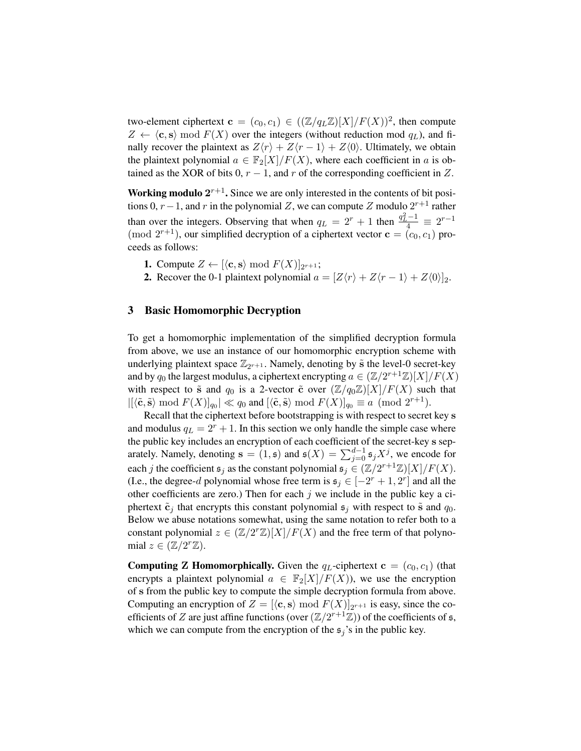two-element ciphertext $\mathbf{c} = (c_0, c_1) \in ((\mathbb{Z}/q_L\mathbb{Z})[X]/F(X))^2$, then compute $Z \leftarrow \langle \mathbf{c}, \mathbf{s} \rangle \bmod F(X)$ over the integers (without reduction mod $q_L$), and finally recover the plaintext as $Z\langle r \rangle + Z\langle r-1 \rangle + Z\langle 0 \rangle$. Ultimately, we obtain the plaintext polynomial $a \in \mathbb{F}_2[X]/F(X)$, where each coefficient in $a$ is obtained as the XOR of bits 0, $r-1$, and $r$ of the corresponding coefficient in $Z$.

**Working modulo $2^{r+1}$.** Since we are only interested in the contents of bit positions 0, $r-1$, and $r$ in the polynomial $Z$, we can compute $Z$ modulo $2^{r+1}$ rather than over the integers. Observing that when $q_L = 2^r + 1$ then $\frac{q_L^2 - 1}{4} \equiv 2^{r-1} \pmod{2^{r+1}}$, our simplified decryption of a ciphertext vector $\mathbf{c} = (c_0, c_1)$ proceeds as follows:

1. Compute $Z \leftarrow [\langle \mathbf{c}, \mathbf{s} \rangle \bmod F(X)]_{2^{r+1}}$;
2. Recover the 0-1 plaintext polynomial $a = [Z\langle r \rangle + Z\langle r-1 \rangle + Z\langle 0 \rangle]_2$.

## 3 Basic Homomorphic Decryption

To get a homomorphic implementation of the simplified decryption formula from above, we use an instance of our homomorphic encryption scheme with underlying plaintext space $\mathbb{Z}_{2^{r+1}}$. Namely, denoting by $\tilde{\mathbf{s}}$ the level-0 secret-key and by $q_0$ the largest modulus, a ciphertext encrypting $a \in (\mathbb{Z}/2^{r+1}\mathbb{Z})[X]/F(X)$ with respect to $\tilde{\mathbf{s}}$ and $q_0$ is a 2-vector $\tilde{\mathbf{c}}$ over $(\mathbb{Z}/q_0\mathbb{Z})[X]/F(X)$ such that $|[\langle \tilde{\mathbf{c}}, \tilde{\mathbf{s}} \rangle \bmod F(X)]_{q_0}| \ll q_0$ and $[\langle \tilde{\mathbf{c}}, \tilde{\mathbf{s}} \rangle \bmod F(X)]_{q_0} \equiv a \pmod{2^{r+1}}$.

Recall that the ciphertext before bootstrapping is with respect to secret key $\mathbf{s}$ and modulus $q_L = 2^r + 1$. In this section we only handle the simple case where the public key includes an encryption of each coefficient of the secret-key $\mathbf{s}$ separately. Namely, denoting $\mathbf{s} = (1, \mathfrak{s})$ and $\mathfrak{s}(X) = \sum_{j=0}^{d-1} \mathfrak{s}_j X^j$, we encode for each $j$ the coefficient $\mathfrak{s}_j$ as the constant polynomial $\mathfrak{s}_j \in (\mathbb{Z}/2^{r+1}\mathbb{Z})[X]/F(X)$. (I.e., the degree-$d$ polynomial whose free term is $\mathfrak{s}_j \in [-2^r + 1, 2^r]$ and all the other coefficients are zero.) Then for each $j$ we include in the public key a ciphertext $\tilde{\mathbf{c}}_j$ that encrypts this constant polynomial $\mathfrak{s}_j$ with respect to $\tilde{\mathbf{s}}$ and $q_0$. Below we abuse notations somewhat, using the same notation to refer both to a constant polynomial $z \in (\mathbb{Z}/2^r\mathbb{Z})[X]/F(X)$ and the free term of that polynomial $z \in (\mathbb{Z}/2^r\mathbb{Z})$.

**Computing Z Homomorphically.** Given the $q_L$-ciphertext $\mathbf{c} = (c_0, c_1)$ (that encrypts a plaintext polynomial $a \in \mathbb{F}_2[X]/F(X)$), we use the encryption of $\mathbf{s}$ from the public key to compute the simple decryption formula from above. Computing an encryption of $Z = [\langle \mathbf{c}, \mathbf{s} \rangle \bmod F(X)]_{2^{r+1}}$ is easy, since the coefficients of $Z$ are just affine functions (over $(\mathbb{Z}/2^{r+1}\mathbb{Z})$) of the coefficients of $\mathfrak{s}$, which we can compute from the encryption of the $\mathfrak{s}_j$'s in the public key.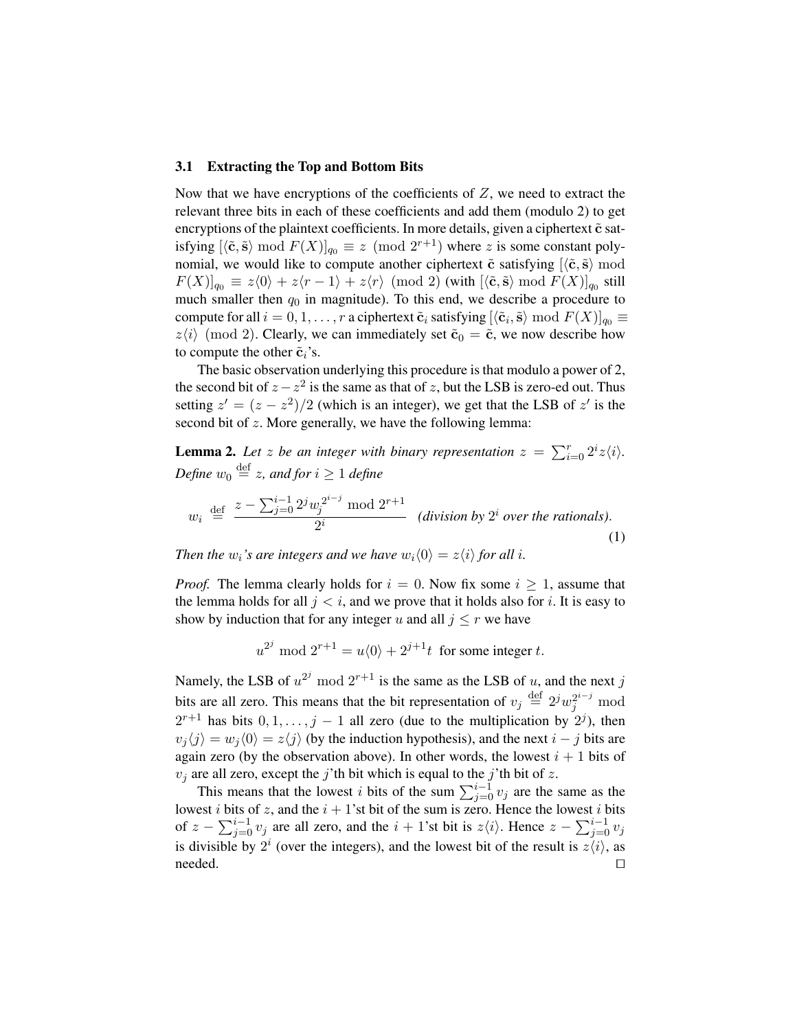### 3.1 Extracting the Top and Bottom Bits

Now that we have encryptions of the coefficients of $Z$, we need to extract the relevant three bits in each of these coefficients and add them (modulo 2) to get encryptions of the plaintext coefficients. In more details, given a ciphertext $\tilde{\mathbf{c}}$ satisfying $[\langle \tilde{\mathbf{c}}, \tilde{\mathbf{s}} \rangle \bmod F(X)]_{q_0} \equiv z \pmod{2^{r+1}}$ where $z$ is some constant polynomial, we would like to compute another ciphertext $\tilde{\mathbf{c}}$ satisfying $[\langle \tilde{\mathbf{c}}, \tilde{\mathbf{s}} \rangle \bmod F(X)]_{q_0} \equiv z\langle 0 \rangle + z\langle r-1 \rangle + z\langle r \rangle \pmod 2$ (with $[\langle \tilde{\mathbf{c}}, \tilde{\mathbf{s}} \rangle \bmod F(X)]_{q_0}$ still much smaller then $q_0$ in magnitude). To this end, we describe a procedure to compute for all $i = 0, 1, \ldots, r$ a ciphertext $\tilde{\mathbf{c}}_i$ satisfying $[\langle \tilde{\mathbf{c}}_i, \tilde{\mathbf{s}} \rangle \bmod F(X)]_{q_0} \equiv z\langle i \rangle \pmod 2$. Clearly, we can immediately set $\tilde{\mathbf{c}}_0 = \tilde{\mathbf{c}}$, we now describe how to compute the other $\tilde{\mathbf{c}}_i$'s.

The basic observation underlying this procedure is that modulo a power of 2, the second bit of $z - z^2$ is the same as that of $z$, but the LSB is zero-ed out. Thus setting $z' = (z - z^2)/2$ (which is an integer), we get that the LSB of $z'$ is the second bit of $z$. More generally, we have the following lemma:

**Lemma 2.** *Let $z$ be an integer with binary representation $z = \sum_{i=0}^{r} 2^i z\langle i \rangle$. Define $w_0 \stackrel{\text{def}}{=} z$, and for $i \geq 1$ define*

$$w_i \stackrel{\text{def}}{=} \frac{z - \sum_{j=0}^{i-1} 2^j w_j^{2^{i-j}} \bmod 2^{r+1}}{2^i} \quad \textit{(division by } 2^i \textit{ over the rationals)}. \tag{1}$$

*Then the $w_i$'s are integers and we have $w_i\langle 0 \rangle = z\langle i \rangle$ for all $i$.*

*Proof.* The lemma clearly holds for $i = 0$. Now fix some $i \geq 1$, assume that the lemma holds for all $j < i$, and we prove that it holds also for $i$. It is easy to show by induction that for any integer $u$ and all $j \leq r$ we have

$$u^{2^j} \bmod 2^{r+1} = u\langle 0 \rangle + 2^{j+1} t \;\text{ for some integer } t.$$

Namely, the LSB of $u^{2^j} \bmod 2^{r+1}$ is the same as the LSB of $u$, and the next $j$ bits are all zero. This means that the bit representation of $v_j \stackrel{\text{def}}{=} 2^j w_j^{2^{i-j}} \bmod 2^{r+1}$ has bits $0, 1, \ldots, j-1$ all zero (due to the multiplication by $2^j$), then $v_j\langle j \rangle = w_j\langle 0 \rangle = z\langle j \rangle$ (by the induction hypothesis), and the next $i - j$ bits are again zero (by the observation above). In other words, the lowest $i + 1$ bits of $v_j$ are all zero, except the $j$'th bit which is equal to the $j$'th bit of $z$.

This means that the lowest $i$ bits of the sum $\sum_{j=0}^{i-1} v_j$ are the same as the lowest $i$ bits of $z$, and the $i+1$'st bit of the sum is zero. Hence the lowest $i$ bits of $z - \sum_{j=0}^{i-1} v_j$ are all zero, and the $i+1$'st bit is $z\langle i \rangle$. Hence $z - \sum_{j=0}^{i-1} v_j$ is divisible by $2^i$ (over the integers), and the lowest bit of the result is $z\langle i \rangle$, as needed. □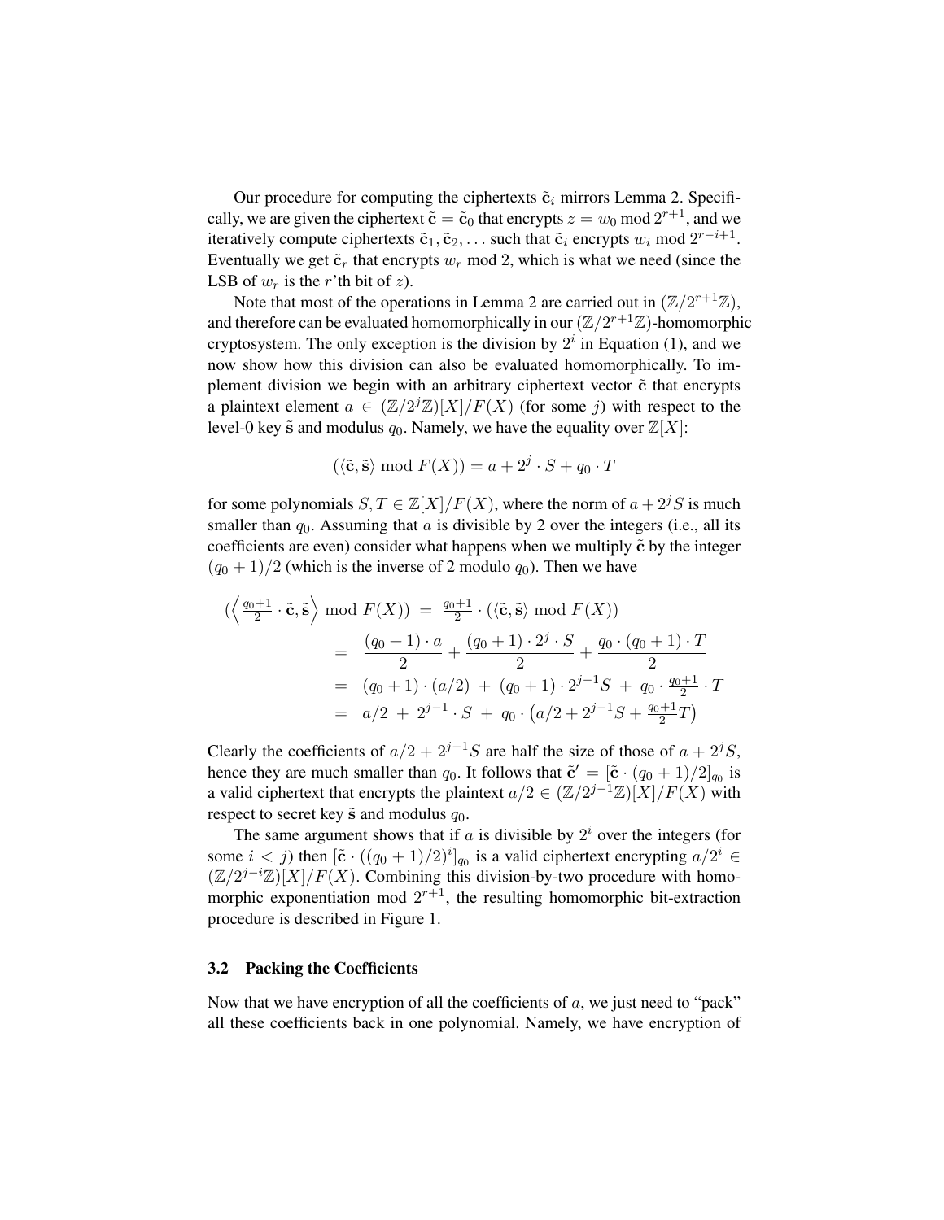Our procedure for computing the ciphertexts $\tilde{\mathbf{c}}_i$ mirrors Lemma 2. Specifically, we are given the ciphertext $\tilde{\mathbf{c}} = \tilde{\mathbf{c}}_0$ that encrypts $z = w_0 \bmod 2^{r+1}$, and we iteratively compute ciphertexts $\tilde{\mathbf{c}}_1, \tilde{\mathbf{c}}_2, \ldots$ such that $\tilde{\mathbf{c}}_i$ encrypts $w_i \bmod 2^{r-i+1}$. Eventually we get $\tilde{\mathbf{c}}_r$ that encrypts $w_r \bmod 2$, which is what we need (since the LSB of $w_r$ is the $r$'th bit of $z$).

Note that most of the operations in Lemma 2 are carried out in $(\mathbb{Z}/2^{r+1}\mathbb{Z})$, and therefore can be evaluated homomorphically in our $(\mathbb{Z}/2^{r+1}\mathbb{Z})$-homomorphic cryptosystem. The only exception is the division by $2^i$ in Equation (1), and we now show how this division can also be evaluated homomorphically. To implement division we begin with an arbitrary ciphertext vector $\tilde{\mathbf{c}}$ that encrypts a plaintext element $a \in (\mathbb{Z}/2^j\mathbb{Z})[X]/F(X)$ (for some $j$) with respect to the level-0 key $\tilde{\mathbf{s}}$ and modulus $q_0$. Namely, we have the equality over $\mathbb{Z}[X]$:

$$(\langle \tilde{\mathbf{c}}, \tilde{\mathbf{s}} \rangle \bmod F(X)) = a + 2^j \cdot S + q_0 \cdot T$$

for some polynomials $S, T \in \mathbb{Z}[X]/F(X)$, where the norm of $a + 2^j S$ is much smaller than $q_0$. Assuming that $a$ is divisible by 2 over the integers (i.e., all its coefficients are even) consider what happens when we multiply $\tilde{\mathbf{c}}$ by the integer $(q_0+1)/2$ (which is the inverse of 2 modulo $q_0$). Then we have

$$\begin{aligned}
(\left\langle \tfrac{q_0+1}{2} \cdot \tilde{\mathbf{c}}, \tilde{\mathbf{s}} \right\rangle \bmod F(X)) &= \tfrac{q_0+1}{2} \cdot (\langle \tilde{\mathbf{c}}, \tilde{\mathbf{s}} \rangle \bmod F(X)) \\
&= \frac{(q_0+1)\cdot a}{2} + \frac{(q_0+1)\cdot 2^j \cdot S}{2} + \frac{q_0 \cdot (q_0+1) \cdot T}{2} \\
&= (q_0+1)\cdot(a/2) \;+\; (q_0+1)\cdot 2^{j-1} S \;+\; q_0 \cdot \tfrac{q_0+1}{2} \cdot T \\
&= a/2 \;+\; 2^{j-1} \cdot S \;+\; q_0 \cdot \left(a/2 + 2^{j-1} S + \tfrac{q_0+1}{2} T\right)
\end{aligned}$$

Clearly the coefficients of $a/2 + 2^{j-1}S$ are half the size of those of $a + 2^j S$, hence they are much smaller than $q_0$. It follows that $\tilde{\mathbf{c}}' = [\tilde{\mathbf{c}} \cdot (q_0+1)/2]_{q_0}$ is a valid ciphertext that encrypts the plaintext $a/2 \in (\mathbb{Z}/2^{j-1}\mathbb{Z})[X]/F(X)$ with respect to secret key $\tilde{\mathbf{s}}$ and modulus $q_0$.

The same argument shows that if $a$ is divisible by $2^i$ over the integers (for some $i < j$) then $[\tilde{\mathbf{c}} \cdot ((q_0+1)/2)^i]_{q_0}$ is a valid ciphertext encrypting $a/2^i \in (\mathbb{Z}/2^{j-i}\mathbb{Z})[X]/F(X)$. Combining this division-by-two procedure with homomorphic exponentiation mod $2^{r+1}$, the resulting homomorphic bit-extraction procedure is described in Figure 1.

### 3.2 Packing the Coefficients

Now that we have encryption of all the coefficients of $a$, we just need to "pack" all these coefficients back in one polynomial. Namely, we have encryption of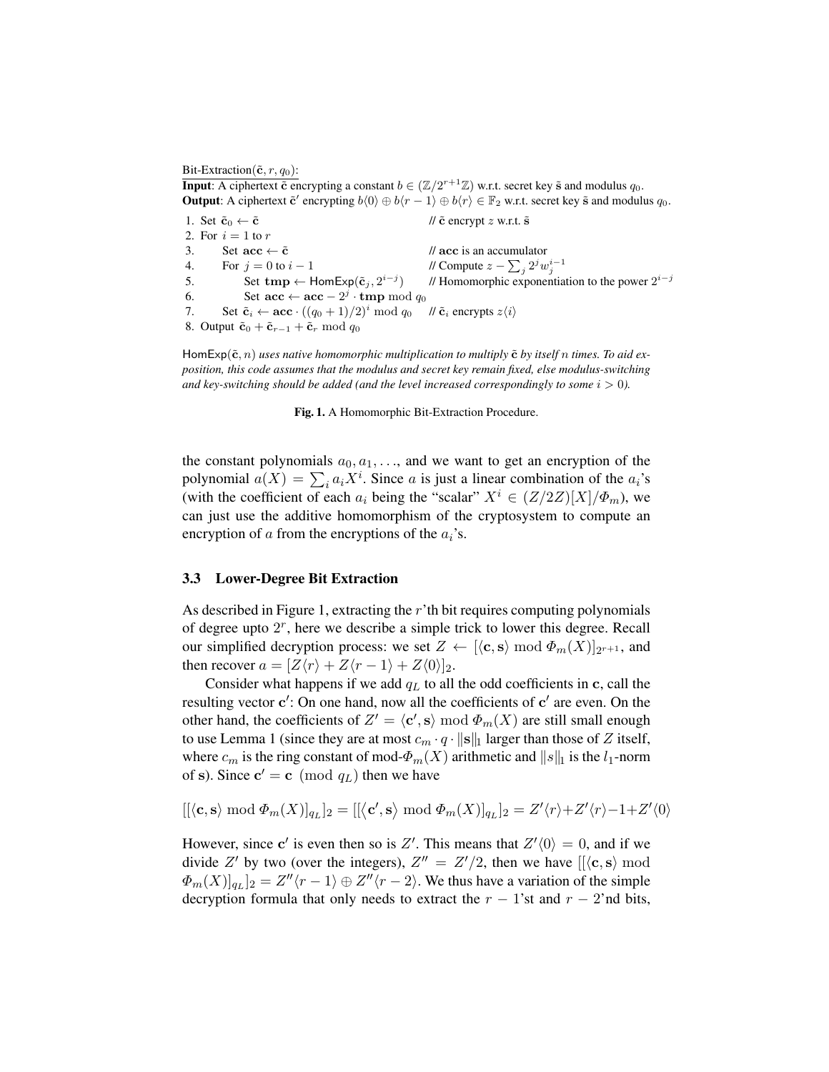Bit-Extraction($\tilde{\mathbf{c}}, r, q_0$):

**Input**: A ciphertext $\tilde{\mathbf{c}}$ encrypting a constant $b \in (\mathbb{Z}/2^{r+1}\mathbb{Z})$ w.r.t. secret key $\tilde{\mathbf{s}}$ and modulus $q_0$.
**Output**: A ciphertext $\tilde{\mathbf{c}}'$ encrypting $b\langle 0\rangle \oplus b\langle r-1\rangle \oplus b\langle r\rangle \in \mathbb{F}_2$ w.r.t. secret key $\tilde{\mathbf{s}}$ and modulus $q_0$.

```
1. Set c̃_0 ← c̃                                  // c̃ encrypt z w.r.t. s̃
2. For i = 1 to r
3.     Set acc ← c̃                              // acc is an accumulator
4.     For j = 0 to i − 1                        // Compute z − Σ_j 2^j w_j^{i−1}
5.         Set tmp ← HomExp(c̃_j, 2^{i−j})       // Homomorphic exponentiation to the power 2^{i−j}
6.         Set acc ← acc − 2^j · tmp mod q_0
7.     Set c̃_i ← acc · ((q_0 + 1)/2)^i mod q_0  // c̃_i encrypts z⟨i⟩
8. Output c̃_0 + c̃_{r−1} + c̃_r mod q_0
```

*HomExp($\tilde{\mathbf{c}}, n$) uses native homomorphic multiplication to multiply $\tilde{\mathbf{c}}$ by itself $n$ times. To aid exposition, this code assumes that the modulus and secret key remain fixed, else modulus-switching and key-switching should be added (and the level increased correspondingly to some $i > 0$).*

**Fig. 1.** A Homomorphic Bit-Extraction Procedure.

the constant polynomials $a_0, a_1, \ldots$, and we want to get an encryption of the polynomial $a(X) = \sum_i a_i X^i$. Since $a$ is just a linear combination of the $a_i$'s (with the coefficient of each $a_i$ being the "scalar" $X^i \in (Z/2Z)[X]/\Phi_m$), we can just use the additive homomorphism of the cryptosystem to compute an encryption of $a$ from the encryptions of the $a_i$'s.

### 3.3 Lower-Degree Bit Extraction

As described in Figure 1, extracting the $r$'th bit requires computing polynomials of degree upto $2^r$, here we describe a simple trick to lower this degree. Recall our simplified decryption process: we set $Z \leftarrow [\langle \mathbf{c}, \mathbf{s}\rangle \bmod \Phi_m(X)]_{2^{r+1}}$, and then recover $a = [Z\langle r\rangle + Z\langle r-1\rangle + Z\langle 0\rangle]_2$.

Consider what happens if we add $q_L$ to all the odd coefficients in $\mathbf{c}$, call the resulting vector $\mathbf{c}'$: On one hand, now all the coefficients of $\mathbf{c}'$ are even. On the other hand, the coefficients of $Z' = \langle \mathbf{c}', \mathbf{s}\rangle \bmod \Phi_m(X)$ are still small enough to use Lemma 1 (since they are at most $c_m \cdot q \cdot \|\mathbf{s}\|_1$ larger than those of $Z$ itself, where $c_m$ is the ring constant of mod-$\Phi_m(X)$ arithmetic and $\|s\|_1$ is the $l_1$-norm of $\mathbf{s}$). Since $\mathbf{c}' = \mathbf{c} \pmod{q_L}$ then we have

$$[[\langle \mathbf{c}, \mathbf{s}\rangle \bmod \Phi_m(X)]_{q_L}]_2 = [[\langle \mathbf{c}', \mathbf{s}\rangle \bmod \Phi_m(X)]_{q_L}]_2 = Z'\langle r\rangle + Z'\langle r\rangle - 1 + Z'\langle 0\rangle$$

However, since $\mathbf{c}'$ is even then so is $Z'$. This means that $Z'\langle 0\rangle = 0$, and if we divide $Z'$ by two (over the integers), $Z'' = Z'/2$, then we have $[[\langle \mathbf{c}, \mathbf{s}\rangle \bmod \Phi_m(X)]_{q_L}]_2 = Z''\langle r-1\rangle \oplus Z''\langle r-2\rangle$. We thus have a variation of the simple decryption formula that only needs to extract the $r-1$'st and $r-2$'nd bits,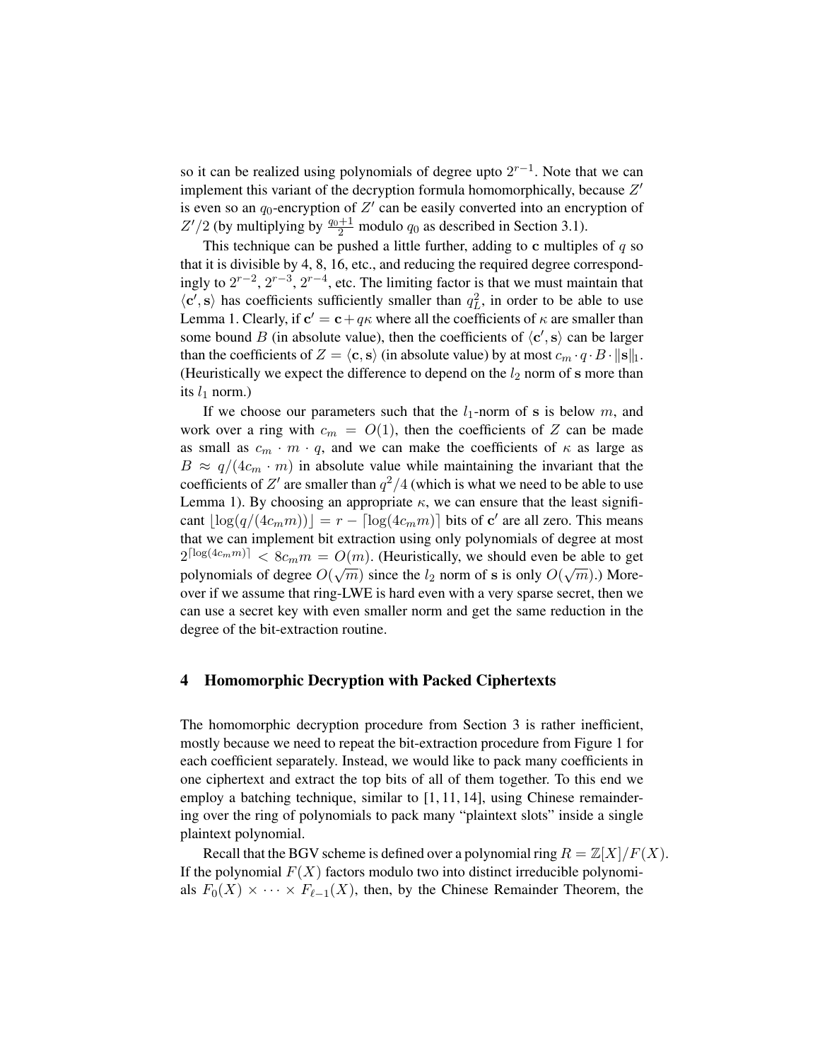so it can be realized using polynomials of degree upto $2^{r-1}$. Note that we can implement this variant of the decryption formula homomorphically, because $Z'$ is even so an $q_0$-encryption of $Z'$ can be easily converted into an encryption of $Z'/2$ (by multiplying by $\frac{q_0+1}{2}$ modulo $q_0$ as described in Section 3.1).

This technique can be pushed a little further, adding to $\mathbf{c}$ multiples of $q$ so that it is divisible by 4, 8, 16, etc., and reducing the required degree correspondingly to $2^{r-2}$, $2^{r-3}$, $2^{r-4}$, etc. The limiting factor is that we must maintain that $\langle \mathbf{c}', \mathbf{s} \rangle$ has coefficients sufficiently smaller than $q_L^2$, in order to be able to use Lemma 1. Clearly, if $\mathbf{c}' = \mathbf{c} + q\kappa$ where all the coefficients of $\kappa$ are smaller than some bound $B$ (in absolute value), then the coefficients of $\langle \mathbf{c}', \mathbf{s} \rangle$ can be larger than the coefficients of $Z = \langle \mathbf{c}, \mathbf{s} \rangle$ (in absolute value) by at most $c_m \cdot q \cdot B \cdot \|\mathbf{s}\|_1$. (Heuristically we expect the difference to depend on the $l_2$ norm of $\mathbf{s}$ more than its $l_1$ norm.)

If we choose our parameters such that the $l_1$-norm of $\mathbf{s}$ is below $m$, and work over a ring with $c_m = O(1)$, then the coefficients of $Z$ can be made as small as $c_m \cdot m \cdot q$, and we can make the coefficients of $\kappa$ as large as $B \approx q/(4c_m \cdot m)$ in absolute value while maintaining the invariant that the coefficients of $Z'$ are smaller than $q^2/4$ (which is what we need to be able to use Lemma 1). By choosing an appropriate $\kappa$, we can ensure that the least significant $\lfloor \log(q/(4c_m m)) \rfloor = r - \lceil \log(4c_m m) \rceil$ bits of $\mathbf{c}'$ are all zero. This means that we can implement bit extraction using only polynomials of degree at most $2^{\lceil \log(4c_m m) \rceil} < 8c_m m = O(m)$. (Heuristically, we should even be able to get polynomials of degree $O(\sqrt{m})$ since the $l_2$ norm of $\mathbf{s}$ is only $O(\sqrt{m})$.) Moreover if we assume that ring-LWE is hard even with a very sparse secret, then we can use a secret key with even smaller norm and get the same reduction in the degree of the bit-extraction routine.

## 4 Homomorphic Decryption with Packed Ciphertexts

The homomorphic decryption procedure from Section 3 is rather inefficient, mostly because we need to repeat the bit-extraction procedure from Figure 1 for each coefficient separately. Instead, we would like to pack many coefficients in one ciphertext and extract the top bits of all of them together. To this end we employ a batching technique, similar to [1, 11, 14], using Chinese remaindering over the ring of polynomials to pack many "plaintext slots" inside a single plaintext polynomial.

Recall that the BGV scheme is defined over a polynomial ring $R = \mathbb{Z}[X]/F(X)$. If the polynomial $F(X)$ factors modulo two into distinct irreducible polynomials $F_0(X) \times \cdots \times F_{\ell-1}(X)$, then, by the Chinese Remainder Theorem, the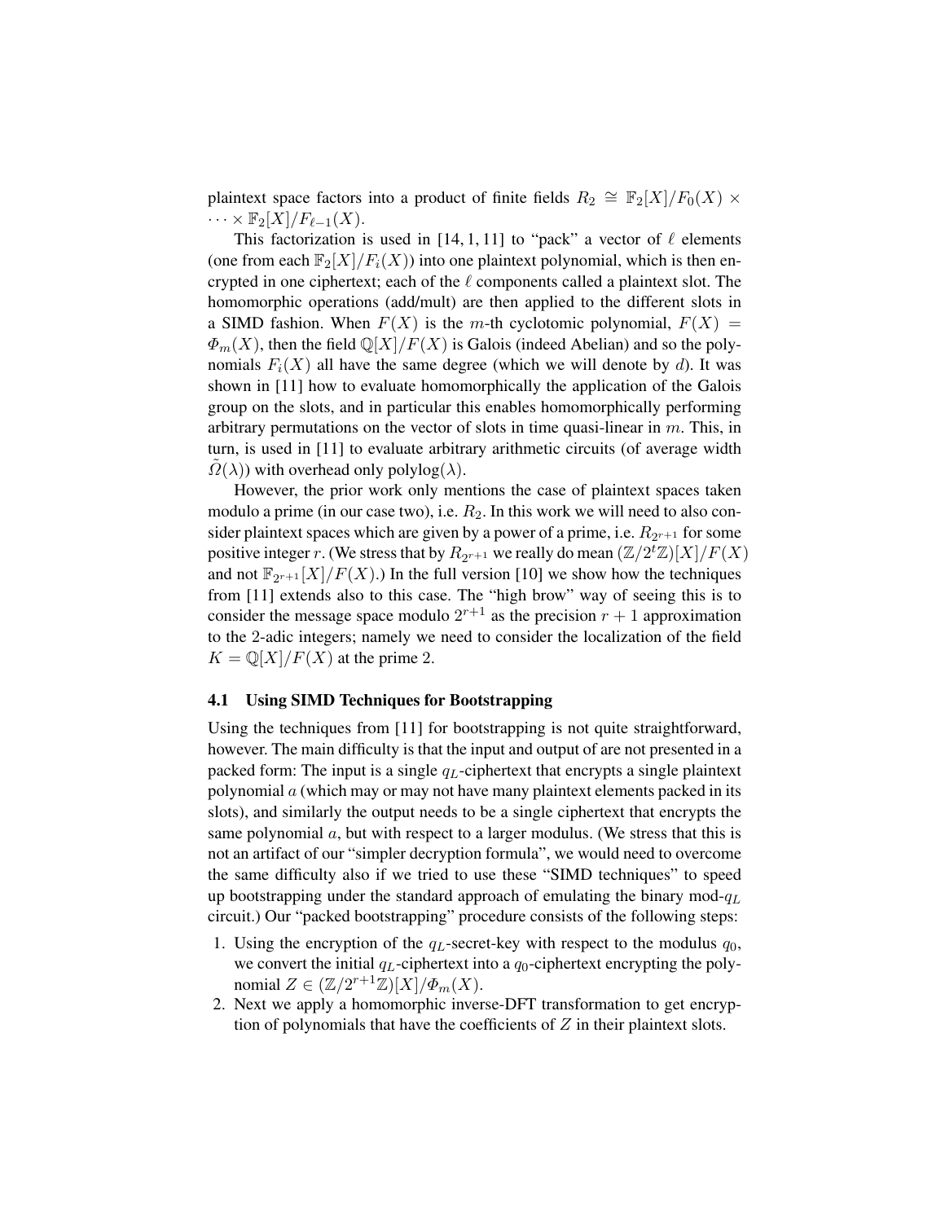plaintext space factors into a product of finite fields $R_2 \cong \mathbb{F}_2[X]/F_0(X) \times \cdots \times \mathbb{F}_2[X]/F_{\ell-1}(X)$.

This factorization is used in [14, 1, 11] to "pack" a vector of $\ell$ elements (one from each $\mathbb{F}_2[X]/F_i(X)$) into one plaintext polynomial, which is then encrypted in one ciphertext; each of the $\ell$ components called a plaintext slot. The homomorphic operations (add/mult) are then applied to the different slots in a SIMD fashion. When $F(X)$ is the $m$-th cyclotomic polynomial, $F(X) = \Phi_m(X)$, then the field $\mathbb{Q}[X]/F(X)$ is Galois (indeed Abelian) and so the polynomials $F_i(X)$ all have the same degree (which we will denote by $d$). It was shown in [11] how to evaluate homomorphically the application of the Galois group on the slots, and in particular this enables homomorphically performing arbitrary permutations on the vector of slots in time quasi-linear in $m$. This, in turn, is used in [11] to evaluate arbitrary arithmetic circuits (of average width $\tilde{\Omega}(\lambda)$) with overhead only $\text{polylog}(\lambda)$.

However, the prior work only mentions the case of plaintext spaces taken modulo a prime (in our case two), i.e. $R_2$. In this work we will need to also consider plaintext spaces which are given by a power of a prime, i.e. $R_{2^{r+1}}$ for some positive integer $r$. (We stress that by $R_{2^{r+1}}$ we really do mean $(\mathbb{Z}/2^t\mathbb{Z})[X]/F(X)$ and not $\mathbb{F}_{2^{r+1}}[X]/F(X)$.) In the full version [10] we show how the techniques from [11] extends also to this case. The "high brow" way of seeing this is to consider the message space modulo $2^{r+1}$ as the precision $r+1$ approximation to the 2-adic integers; namely we need to consider the localization of the field $K = \mathbb{Q}[X]/F(X)$ at the prime 2.

### 4.1 Using SIMD Techniques for Bootstrapping

Using the techniques from [11] for bootstrapping is not quite straightforward, however. The main difficulty is that the input and output of are not presented in a packed form: The input is a single $q_L$-ciphertext that encrypts a single plaintext polynomial $a$ (which may or may not have many plaintext elements packed in its slots), and similarly the output needs to be a single ciphertext that encrypts the same polynomial $a$, but with respect to a larger modulus. (We stress that this is not an artifact of our "simpler decryption formula", we would need to overcome the same difficulty also if we tried to use these "SIMD techniques" to speed up bootstrapping under the standard approach of emulating the binary mod-$q_L$ circuit.) Our "packed bootstrapping" procedure consists of the following steps:

1. Using the encryption of the $q_L$-secret-key with respect to the modulus $q_0$, we convert the initial $q_L$-ciphertext into a $q_0$-ciphertext encrypting the polynomial $Z \in (\mathbb{Z}/2^{r+1}\mathbb{Z})[X]/\Phi_m(X)$.
2. Next we apply a homomorphic inverse-DFT transformation to get encryption of polynomials that have the coefficients of $Z$ in their plaintext slots.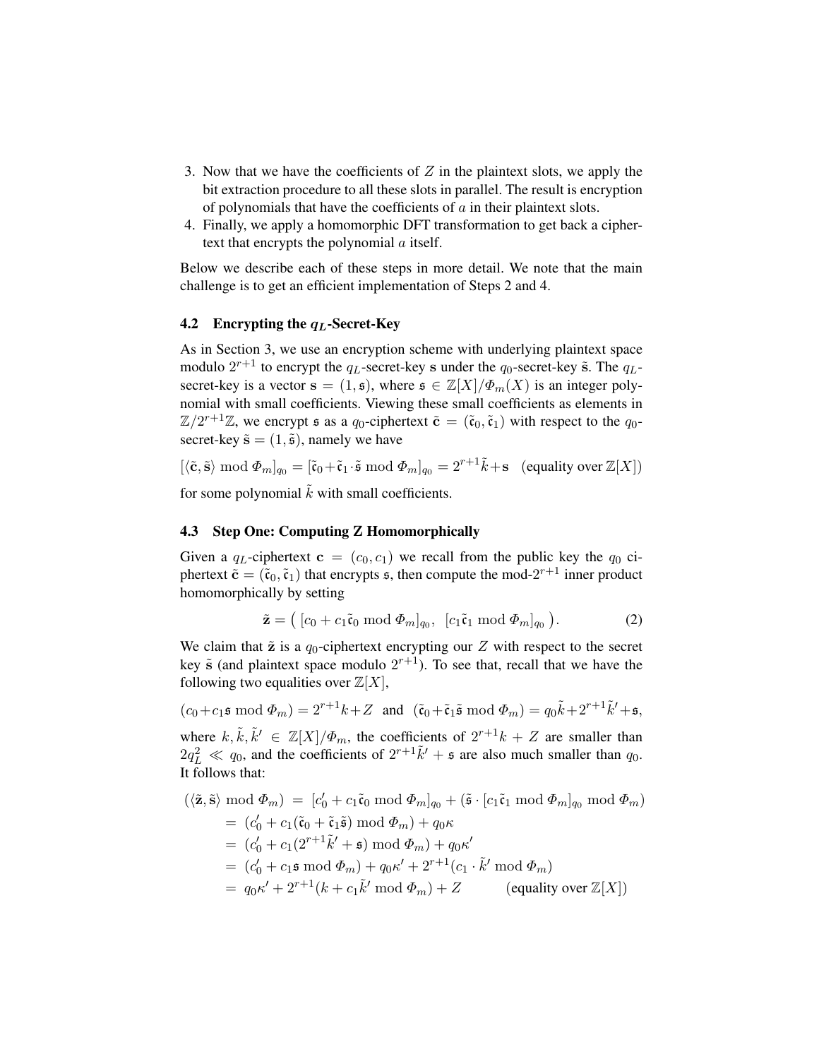3. Now that we have the coefficients of $Z$ in the plaintext slots, we apply the bit extraction procedure to all these slots in parallel. The result is encryption of polynomials that have the coefficients of $a$ in their plaintext slots.
4. Finally, we apply a homomorphic DFT transformation to get back a ciphertext that encrypts the polynomial $a$ itself.

Below we describe each of these steps in more detail. We note that the main challenge is to get an efficient implementation of Steps 2 and 4.

### 4.2 Encrypting the $q_L$-Secret-Key

As in Section 3, we use an encryption scheme with underlying plaintext space modulo $2^{r+1}$ to encrypt the $q_L$-secret-key $\mathbf{s}$ under the $q_0$-secret-key $\tilde{\mathbf{s}}$. The $q_L$-secret-key is a vector $\mathbf{s} = (1, \mathfrak{s})$, where $\mathfrak{s} \in \mathbb{Z}[X]/\Phi_m(X)$ is an integer polynomial with small coefficients. Viewing these small coefficients as elements in $\mathbb{Z}/2^{r+1}\mathbb{Z}$, we encrypt $\mathfrak{s}$ as a $q_0$-ciphertext $\tilde{\mathbf{c}} = (\tilde{\mathfrak{c}}_0, \tilde{\mathfrak{c}}_1)$ with respect to the $q_0$-secret-key $\tilde{\mathbf{s}} = (1, \tilde{\mathfrak{s}})$, namely we have

$$[\langle \tilde{\mathbf{c}}, \tilde{\mathbf{s}} \rangle \bmod \Phi_m]_{q_0} = [\tilde{\mathfrak{c}}_0 + \tilde{\mathfrak{c}}_1 \cdot \tilde{\mathfrak{s}} \bmod \Phi_m]_{q_0} = 2^{r+1}\tilde{k} + \mathbf{s} \quad \text{(equality over } \mathbb{Z}[X])$$

for some polynomial $\tilde{k}$ with small coefficients.

### 4.3 Step One: Computing Z Homomorphically

Given a $q_L$-ciphertext $\mathbf{c} = (c_0, c_1)$ we recall from the public key the $q_0$ ciphertext $\tilde{\mathbf{c}} = (\tilde{\mathfrak{c}}_0, \tilde{\mathfrak{c}}_1)$ that encrypts $\mathfrak{s}$, then compute the mod-$2^{r+1}$ inner product homomorphically by setting

$$\tilde{\mathbf{z}} = \big( \, [c_0 + c_1 \tilde{\mathfrak{c}}_0 \bmod \Phi_m]_{q_0}, \ \ [c_1 \tilde{\mathfrak{c}}_1 \bmod \Phi_m]_{q_0} \, \big). \tag{2}$$

We claim that $\tilde{\mathbf{z}}$ is a $q_0$-ciphertext encrypting our $Z$ with respect to the secret key $\tilde{\mathbf{s}}$ (and plaintext space modulo $2^{r+1}$). To see that, recall that we have the following two equalities over $\mathbb{Z}[X]$,

$$(c_0 + c_1 \mathfrak{s} \bmod \Phi_m) = 2^{r+1}k + Z \quad \text{and} \quad (\tilde{\mathfrak{c}}_0 + \tilde{\mathfrak{c}}_1 \tilde{\mathfrak{s}} \bmod \Phi_m) = q_0 \tilde{k} + 2^{r+1}\tilde{k}' + \mathfrak{s},$$

where $k, \tilde{k}, \tilde{k}' \in \mathbb{Z}[X]/\Phi_m$, the coefficients of $2^{r+1}k + Z$ are smaller than $2q_L^2 \ll q_0$, and the coefficients of $2^{r+1}\tilde{k}' + \mathfrak{s}$ are also much smaller than $q_0$. It follows that:

$$\begin{aligned}
(\langle \tilde{\mathbf{z}}, \tilde{\mathbf{s}} \rangle \bmod \Phi_m) \; &= \; [c_0' + c_1 \tilde{\mathfrak{c}}_0 \bmod \Phi_m]_{q_0} + (\tilde{\mathfrak{s}} \cdot [c_1 \tilde{\mathfrak{c}}_1 \bmod \Phi_m]_{q_0} \bmod \Phi_m) \\
&= \; (c_0' + c_1(\tilde{\mathfrak{c}}_0 + \tilde{\mathfrak{c}}_1 \tilde{\mathfrak{s}}) \bmod \Phi_m) + q_0 \kappa \\
&= \; (c_0' + c_1(2^{r+1}\tilde{k}' + \mathfrak{s}) \bmod \Phi_m) + q_0 \kappa' \\
&= \; (c_0' + c_1 \mathfrak{s} \bmod \Phi_m) + q_0 \kappa' + 2^{r+1}(c_1 \cdot \tilde{k}' \bmod \Phi_m) \\
&= \; q_0 \kappa' + 2^{r+1}(k + c_1 \tilde{k}' \bmod \Phi_m) + Z \qquad \text{(equality over } \mathbb{Z}[X])
\end{aligned}$$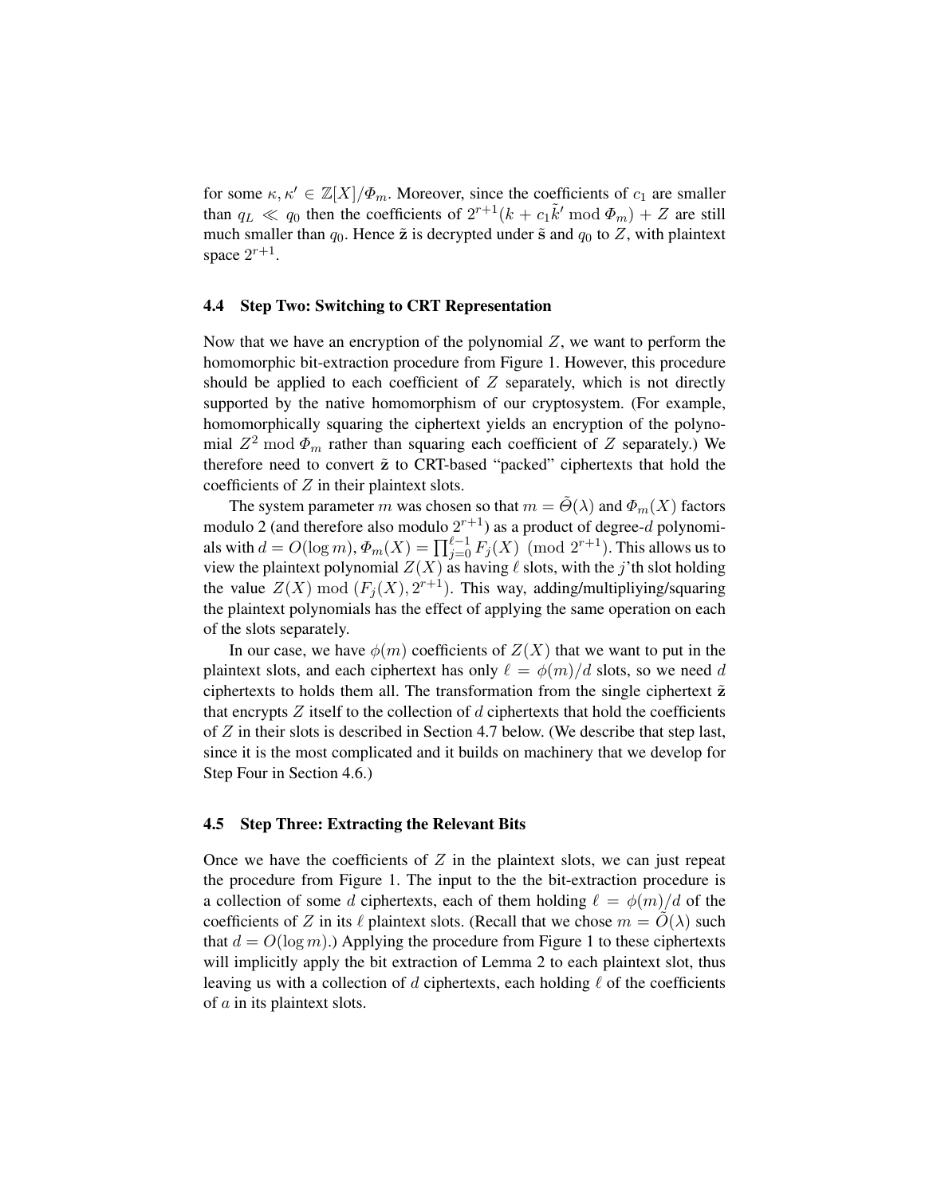for some $\kappa, \kappa' \in \mathbb{Z}[X]/\Phi_m$. Moreover, since the coefficients of $c_1$ are smaller than $q_L \ll q_0$ then the coefficients of $2^{r+1}(k + c_1\tilde{k}' \bmod \Phi_m) + Z$ are still much smaller than $q_0$. Hence $\tilde{\mathbf{z}}$ is decrypted under $\tilde{\mathbf{s}}$ and $q_0$ to $Z$, with plaintext space $2^{r+1}$.

### 4.4 Step Two: Switching to CRT Representation

Now that we have an encryption of the polynomial $Z$, we want to perform the homomorphic bit-extraction procedure from Figure 1. However, this procedure should be applied to each coefficient of $Z$ separately, which is not directly supported by the native homomorphism of our cryptosystem. (For example, homomorphically squaring the ciphertext yields an encryption of the polynomial $Z^2 \bmod \Phi_m$ rather than squaring each coefficient of $Z$ separately.) We therefore need to convert $\tilde{\mathbf{z}}$ to CRT-based "packed" ciphertexts that hold the coefficients of $Z$ in their plaintext slots.

The system parameter $m$ was chosen so that $m = \tilde{\Theta}(\lambda)$ and $\Phi_m(X)$ factors modulo 2 (and therefore also modulo $2^{r+1}$) as a product of degree-$d$ polynomials with $d = O(\log m)$, $\Phi_m(X) = \prod_{j=0}^{\ell-1} F_j(X) \pmod{2^{r+1}}$. This allows us to view the plaintext polynomial $Z(X)$ as having $\ell$ slots, with the $j$'th slot holding the value $Z(X) \bmod (F_j(X), 2^{r+1})$. This way, adding/multipliying/squaring the plaintext polynomials has the effect of applying the same operation on each of the slots separately.

In our case, we have $\phi(m)$ coefficients of $Z(X)$ that we want to put in the plaintext slots, and each ciphertext has only $\ell = \phi(m)/d$ slots, so we need $d$ ciphertexts to holds them all. The transformation from the single ciphertext $\tilde{\mathbf{z}}$ that encrypts $Z$ itself to the collection of $d$ ciphertexts that hold the coefficients of $Z$ in their slots is described in Section 4.7 below. (We describe that step last, since it is the most complicated and it builds on machinery that we develop for Step Four in Section 4.6.)

### 4.5 Step Three: Extracting the Relevant Bits

Once we have the coefficients of $Z$ in the plaintext slots, we can just repeat the procedure from Figure 1. The input to the the bit-extraction procedure is a collection of some $d$ ciphertexts, each of them holding $\ell = \phi(m)/d$ of the coefficients of $Z$ in its $\ell$ plaintext slots. (Recall that we chose $m = \tilde{O}(\lambda)$ such that $d = O(\log m)$.) Applying the procedure from Figure 1 to these ciphertexts will implicitly apply the bit extraction of Lemma 2 to each plaintext slot, thus leaving us with a collection of $d$ ciphertexts, each holding $\ell$ of the coefficients of $a$ in its plaintext slots.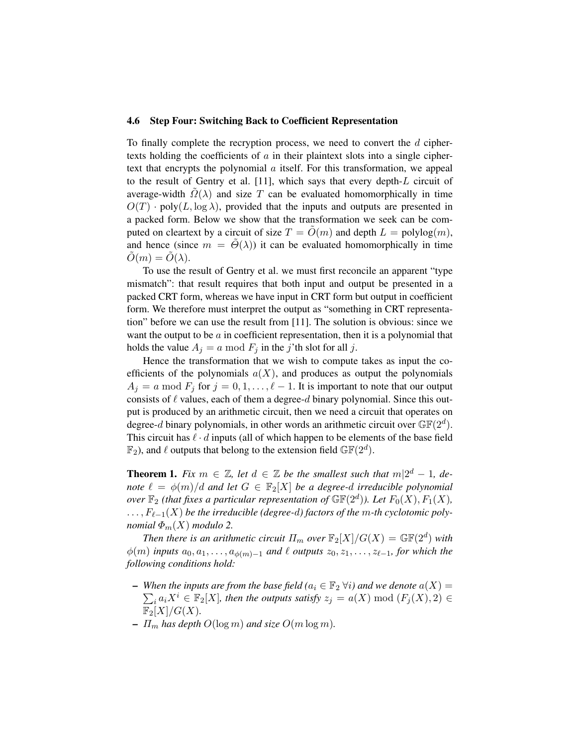### 4.6 Step Four: Switching Back to Coefficient Representation

To finally complete the recryption process, we need to convert the $d$ ciphertexts holding the coefficients of $a$ in their plaintext slots into a single ciphertext that encrypts the polynomial $a$ itself. For this transformation, we appeal to the result of Gentry et al. [11], which says that every depth-$L$ circuit of average-width $\tilde{\Omega}(\lambda)$ and size $T$ can be evaluated homomorphically in time $O(T) \cdot \mathrm{poly}(L, \log \lambda)$, provided that the inputs and outputs are presented in a packed form. Below we show that the transformation we seek can be computed on cleartext by a circuit of size $T = \tilde{O}(m)$ and depth $L = \mathrm{polylog}(m)$, and hence (since $m = \tilde{\Theta}(\lambda)$) it can be evaluated homomorphically in time $\tilde{O}(m) = \tilde{O}(\lambda)$.

To use the result of Gentry et al. we must first reconcile an apparent "type mismatch": that result requires that both input and output be presented in a packed CRT form, whereas we have input in CRT form but output in coefficient form. We therefore must interpret the output as "something in CRT representation" before we can use the result from [11]. The solution is obvious: since we want the output to be $a$ in coefficient representation, then it is a polynomial that holds the value $A_j = a \bmod F_j$ in the $j$'th slot for all $j$.

Hence the transformation that we wish to compute takes as input the coefficients of the polynomials $a(X)$, and produces as output the polynomials $A_j = a \bmod F_j$ for $j = 0, 1, \ldots, \ell - 1$. It is important to note that our output consists of $\ell$ values, each of them a degree-$d$ binary polynomial. Since this output is produced by an arithmetic circuit, then we need a circuit that operates on degree-$d$ binary polynomials, in other words an arithmetic circuit over $\mathbb{GF}(2^d)$. This circuit has $\ell \cdot d$ inputs (all of which happen to be elements of the base field $\mathbb{F}_2$), and $\ell$ outputs that belong to the extension field $\mathbb{GF}(2^d)$.

**Theorem 1.** *Fix $m \in \mathbb{Z}$, let $d \in \mathbb{Z}$ be the smallest such that $m | 2^d - 1$, denote $\ell = \phi(m)/d$ and let $G \in \mathbb{F}_2[X]$ be a degree-$d$ irreducible polynomial over $\mathbb{F}_2$ (that fixes a particular representation of $\mathbb{GF}(2^d)$). Let $F_0(X), F_1(X), \ldots, F_{\ell-1}(X)$ be the irreducible (degree-$d$) factors of the $m$-th cyclotomic polynomial $\Phi_m(X)$ modulo 2.*

*Then there is an arithmetic circuit $\Pi_m$ over $\mathbb{F}_2[X]/G(X) = \mathbb{GF}(2^d)$ with $\phi(m)$ inputs $a_0, a_1, \ldots, a_{\phi(m)-1}$ and $\ell$ outputs $z_0, z_1, \ldots, z_{\ell-1}$, for which the following conditions hold:*

- *When the inputs are from the base field ($a_i \in \mathbb{F}_2 \; \forall i$) and we denote $a(X) = \sum_i a_i X^i \in \mathbb{F}_2[X]$, then the outputs satisfy $z_j = a(X) \bmod (F_j(X), 2) \in \mathbb{F}_2[X]/G(X)$.*
- *$\Pi_m$ has depth $O(\log m)$ and size $O(m \log m)$.*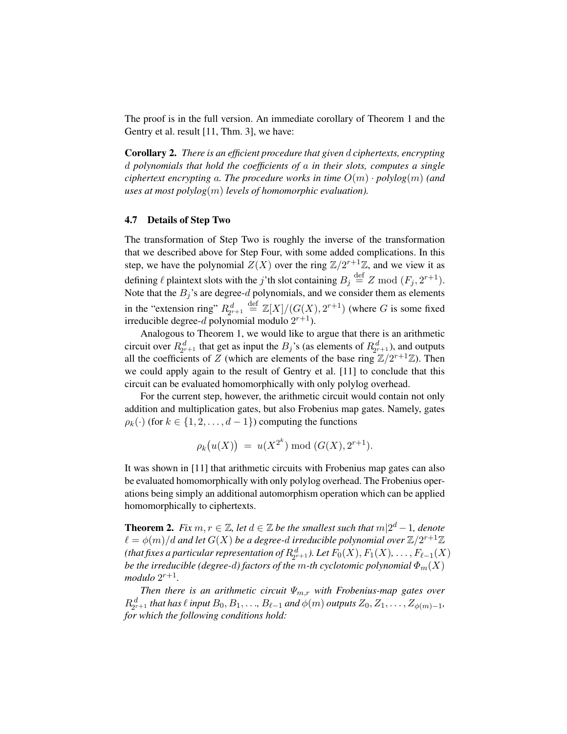The proof is in the full version. An immediate corollary of Theorem 1 and the Gentry et al. result [11, Thm. 3], we have:

**Corollary 2.** *There is an efficient procedure that given* $d$ *ciphertexts, encrypting* $d$ *polynomials that hold the coefficients of* $a$ *in their slots, computes a single ciphertext encrypting* $a$*. The procedure works in time* $O(m) \cdot \text{polylog}(m)$ *(and uses at most* $\text{polylog}(m)$ *levels of homomorphic evaluation).*

### 4.7 Details of Step Two

The transformation of Step Two is roughly the inverse of the transformation that we described above for Step Four, with some added complications. In this step, we have the polynomial $Z(X)$ over the ring $\mathbb{Z}/2^{r+1}\mathbb{Z}$, and we view it as defining $\ell$ plaintext slots with the $j$'th slot containing $B_j \stackrel{\text{def}}{=} Z \bmod (F_j, 2^{r+1})$. Note that the $B_j$'s are degree-$d$ polynomials, and we consider them as elements in the "extension ring" $R^d_{2^{r+1}} \stackrel{\text{def}}{=} \mathbb{Z}[X]/(G(X), 2^{r+1})$ (where $G$ is some fixed irreducible degree-$d$ polynomial modulo $2^{r+1}$).

Analogous to Theorem 1, we would like to argue that there is an arithmetic circuit over $R^d_{2^{r+1}}$ that get as input the $B_j$'s (as elements of $R^d_{2^{r+1}}$), and outputs all the coefficients of $Z$ (which are elements of the base ring $\mathbb{Z}/2^{r+1}\mathbb{Z}$). Then we could apply again to the result of Gentry et al. [11] to conclude that this circuit can be evaluated homomorphically with only polylog overhead.

For the current step, however, the arithmetic circuit would contain not only addition and multiplication gates, but also Frobenius map gates. Namely, gates $\rho_k(\cdot)$ (for $k \in \{1, 2, \ldots, d-1\}$) computing the functions

$$\rho_k\big(u(X)\big) \;=\; u(X^{2^k}) \bmod (G(X), 2^{r+1}).$$

It was shown in [11] that arithmetic circuits with Frobenius map gates can also be evaluated homomorphically with only polylog overhead. The Frobenius operations being simply an additional automorphism operation which can be applied homomorphically to ciphertexts.

**Theorem 2.** *Fix* $m, r \in \mathbb{Z}$*, let* $d \in \mathbb{Z}$ *be the smallest such that* $m | 2^d - 1$*, denote* $\ell = \phi(m)/d$ *and let* $G(X)$ *be a degree-*$d$ *irreducible polynomial over* $\mathbb{Z}/2^{r+1}\mathbb{Z}$ *(that fixes a particular representation of* $R^d_{2^{r+1}}$*). Let* $F_0(X), F_1(X), \ldots, F_{\ell-1}(X)$ *be the irreducible (degree-*$d$*) factors of the* $m$*-th cyclotomic polynomial* $\Phi_m(X)$ *modulo* $2^{r+1}$*.*

*Then there is an arithmetic circuit* $\Psi_{m,r}$ *with Frobenius-map gates over* $R^d_{2^{r+1}}$ *that has* $\ell$ *input* $B_0, B_1, \ldots, B_{\ell-1}$ *and* $\phi(m)$ *outputs* $Z_0, Z_1, \ldots, Z_{\phi(m)-1}$*, for which the following conditions hold:*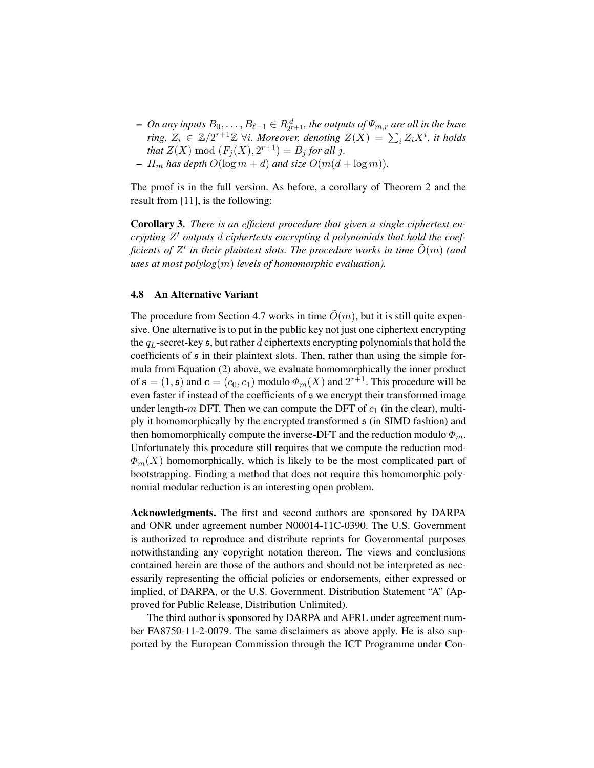- *On any inputs $B_0, \ldots, B_{\ell-1} \in R^d_{2^{r+1}}$, the outputs of $\Psi_{m,r}$ are all in the base ring, $Z_i \in \mathbb{Z}/2^{r+1}\mathbb{Z}$ $\forall i$. Moreover, denoting $Z(X) = \sum_i Z_i X^i$, it holds that $Z(X) \bmod (F_j(X), 2^{r+1}) = B_j$ for all $j$.*
- *$\Pi_m$ has depth $O(\log m + d)$ and size $O(m(d + \log m))$.*

The proof is in the full version. As before, a corollary of Theorem 2 and the result from [11], is the following:

**Corollary 3.** *There is an efficient procedure that given a single ciphertext encrypting $Z'$ outputs $d$ ciphertexts encrypting $d$ polynomials that hold the coefficients of $Z'$ in their plaintext slots. The procedure works in time $\tilde{O}(m)$ (and uses at most polylog$(m)$ levels of homomorphic evaluation).*

### 4.8 An Alternative Variant

The procedure from Section 4.7 works in time $\tilde{O}(m)$, but it is still quite expensive. One alternative is to put in the public key not just one ciphertext encrypting the $q_L$-secret-key $\mathfrak{s}$, but rather $d$ ciphertexts encrypting polynomials that hold the coefficients of $\mathfrak{s}$ in their plaintext slots. Then, rather than using the simple formula from Equation (2) above, we evaluate homomorphically the inner product of $\mathbf{s} = (1, \mathfrak{s})$ and $\mathbf{c} = (c_0, c_1)$ modulo $\Phi_m(X)$ and $2^{r+1}$. This procedure will be even faster if instead of the coefficients of $\mathfrak{s}$ we encrypt their transformed image under length-$m$ DFT. Then we can compute the DFT of $c_1$ (in the clear), multiply it homomorphically by the encrypted transformed $\mathfrak{s}$ (in SIMD fashion) and then homomorphically compute the inverse-DFT and the reduction modulo $\Phi_m$. Unfortunately this procedure still requires that we compute the reduction mod-$\Phi_m(X)$ homomorphically, which is likely to be the most complicated part of bootstrapping. Finding a method that does not require this homomorphic polynomial modular reduction is an interesting open problem.

**Acknowledgments.** The first and second authors are sponsored by DARPA and ONR under agreement number N00014-11C-0390. The U.S. Government is authorized to reproduce and distribute reprints for Governmental purposes notwithstanding any copyright notation thereon. The views and conclusions contained herein are those of the authors and should not be interpreted as necessarily representing the official policies or endorsements, either expressed or implied, of DARPA, or the U.S. Government. Distribution Statement "A" (Approved for Public Release, Distribution Unlimited).

The third author is sponsored by DARPA and AFRL under agreement number FA8750-11-2-0079. The same disclaimers as above apply. He is also supported by the European Commission through the ICT Programme under Con-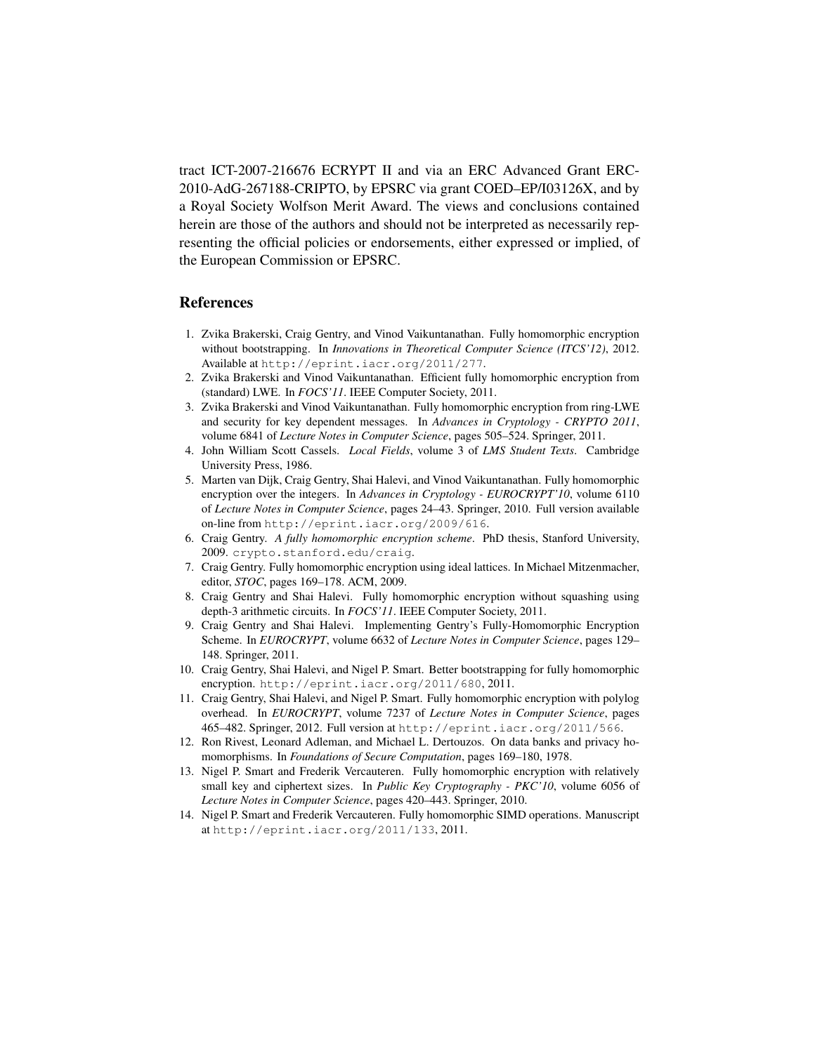tract ICT-2007-216676 ECRYPT II and via an ERC Advanced Grant ERC-2010-AdG-267188-CRIPTO, by EPSRC via grant COED–EP/I03126X, and by a Royal Society Wolfson Merit Award. The views and conclusions contained herein are those of the authors and should not be interpreted as necessarily representing the official policies or endorsements, either expressed or implied, of the European Commission or EPSRC.

## References

1. Zvika Brakerski, Craig Gentry, and Vinod Vaikuntanathan. Fully homomorphic encryption without bootstrapping. In *Innovations in Theoretical Computer Science (ITCS'12)*, 2012. Available at `http://eprint.iacr.org/2011/277`.
2. Zvika Brakerski and Vinod Vaikuntanathan. Efficient fully homomorphic encryption from (standard) LWE. In *FOCS'11*. IEEE Computer Society, 2011.
3. Zvika Brakerski and Vinod Vaikuntanathan. Fully homomorphic encryption from ring-LWE and security for key dependent messages. In *Advances in Cryptology - CRYPTO 2011*, volume 6841 of *Lecture Notes in Computer Science*, pages 505–524. Springer, 2011.
4. John William Scott Cassels. *Local Fields*, volume 3 of *LMS Student Texts*. Cambridge University Press, 1986.
5. Marten van Dijk, Craig Gentry, Shai Halevi, and Vinod Vaikuntanathan. Fully homomorphic encryption over the integers. In *Advances in Cryptology - EUROCRYPT'10*, volume 6110 of *Lecture Notes in Computer Science*, pages 24–43. Springer, 2010. Full version available on-line from `http://eprint.iacr.org/2009/616`.
6. Craig Gentry. *A fully homomorphic encryption scheme*. PhD thesis, Stanford University, 2009. `crypto.stanford.edu/craig`.
7. Craig Gentry. Fully homomorphic encryption using ideal lattices. In Michael Mitzenmacher, editor, *STOC*, pages 169–178. ACM, 2009.
8. Craig Gentry and Shai Halevi. Fully homomorphic encryption without squashing using depth-3 arithmetic circuits. In *FOCS'11*. IEEE Computer Society, 2011.
9. Craig Gentry and Shai Halevi. Implementing Gentry's Fully-Homomorphic Encryption Scheme. In *EUROCRYPT*, volume 6632 of *Lecture Notes in Computer Science*, pages 129–148. Springer, 2011.
10. Craig Gentry, Shai Halevi, and Nigel P. Smart. Better bootstrapping for fully homomorphic encryption. `http://eprint.iacr.org/2011/680`, 2011.
11. Craig Gentry, Shai Halevi, and Nigel P. Smart. Fully homomorphic encryption with polylog overhead. In *EUROCRYPT*, volume 7237 of *Lecture Notes in Computer Science*, pages 465–482. Springer, 2012. Full version at `http://eprint.iacr.org/2011/566`.
12. Ron Rivest, Leonard Adleman, and Michael L. Dertouzos. On data banks and privacy homomorphisms. In *Foundations of Secure Computation*, pages 169–180, 1978.
13. Nigel P. Smart and Frederik Vercauteren. Fully homomorphic encryption with relatively small key and ciphertext sizes. In *Public Key Cryptography - PKC'10*, volume 6056 of *Lecture Notes in Computer Science*, pages 420–443. Springer, 2010.
14. Nigel P. Smart and Frederik Vercauteren. Fully homomorphic SIMD operations. Manuscript at `http://eprint.iacr.org/2011/133`, 2011.